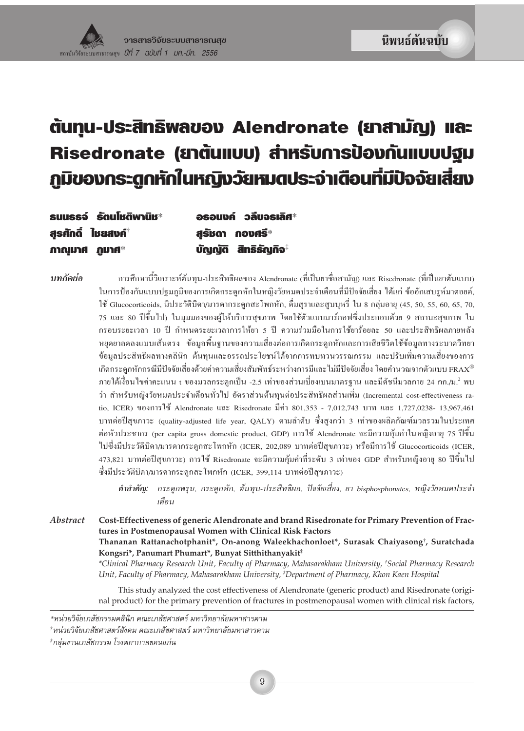นิพนธ์ต้นฉบับ

# ต้นทุน-ประสิทธิผลของ Alendronate (ยาสามัญ) และ Risedronate (ยาต้นแบบ) สำหรับการป้องกันแบบปฐมภูมิของกระดูกหักในหญิงวัยหมดประจำเดือนที่มีปัจจัยเสี่ยง

**ธนนรรจ์ รัตนโชติพานิช*** **อรอนงค์ วลีขจรเลิศ***
**สุรศักดิ์ ไชยสงค์**[†] **สุรัชดา กองศรี***
**ภาณุมาศ ภูมาศ*** **บัญญัติ สิทธิธัญกิจ**[‡]

***บทคัดย่อ*** การศึกษานี้วิเคราะห์ต้นทุน-ประสิทธิผลของ Alendronate (ที่เป็นยาชื่อสามัญ) และ Risedronate (ที่เป็นยาต้นแบบ) ในการป้องกันแบบปฐมภูมิของการเกิดกระดูกหักในหญิงวัยหมดประจำเดือนที่มีปัจจัยเสี่ยง ได้แก่ ข้ออักเสบรูห์มาตอยด์, ใช้ Glucocorticoids, มีประวัติบิดา/มารดากระดูกสะโพกหัก, ดื่มสุราและสูบบุหรี่ ใน 8 กลุ่มอายุ (45, 50, 55, 60, 65, 70, 75 และ 80 ปีขึ้นไป) ในมุมมองของผู้ให้บริการสุขภาพ โดยใช้ตัวแบบมาร์คอฟซึ่งประกอบด้วย 9 สถานะสุขภาพ ในกรอบระยะเวลา 10 ปี กำหนดระยะเวลาการให้ยา 5 ปี ความร่วมมือในการใช้ยาร้อยละ 50 และประสิทธิผลภายหลังหยุดยาลดลงแบบเส้นตรง ข้อมูลพื้นฐานของความเสี่ยงต่อการเกิดกระดูกหักและการเสียชีวิตใช้ข้อมูลทางระบาดวิทยา ข้อมูลประสิทธิผลทางคลินิก ต้นทุนและอรรถประโยชน์ได้จากการทบทวนวรรณกรรม และปรับเพิ่มความเสี่ยงของการเกิดกระดูกหักกรณีมีปัจจัยเสี่ยงด้วยค่าความเสี่ยงสัมพัทธ์ระหว่างการมีและไม่มีปัจจัยเสี่ยง โดยคำนวณจากตัวแบบ FRAX® ภายใต้เงื่อนไขค่าคะแนน t ของมวลกระดูกเป็น -2.5 เท่าของส่วนเบี่ยงเบนมาตรฐาน และมีดัชนีมวลกาย 24 กก./ม.[2] พบว่า สำหรับหญิงวัยหมดประจำเดือนทั่วไป อัตราส่วนต้นทุนต่อประสิทธิผลส่วนเพิ่ม (Incremental cost-effectiveness ratio, ICER) ของการใช้ Alendronate และ Risedronate มีค่า 801,353 - 7,012,743 บาท และ 1,727,0238- 13,967,461 บาทต่อปีสุขภาวะ (quality-adjusted life year, QALY) ตามลำดับ ซึ่งสูงกว่า 3 เท่าของผลิตภัณฑ์มวลรวมในประเทศต่อหัวประชากร (per capita gross domestic product, GDP) การใช้ Alendronate จะมีความคุ้มค่าในหญิงอายุ 75 ปีขึ้นไปซึ่งมีประวัติบิดา/มารดากระดูกสะโพกหัก (ICER, 202,089 บาทต่อปีสุขภาวะ) หรือมีการใช้ Glucocorticoids (ICER, 473,821 บาทต่อปีสุขภาวะ) การใช้ Risedronate จะมีความคุ้มค่าที่ระดับ 3 เท่าของ GDP สำหรับหญิงอายุ 80 ปีขึ้นไปซึ่งมีประวัติบิดา/มารดากระดูกสะโพกหัก (ICER, 399,114 บาทต่อปีสุขภาวะ)

***คำสำคัญ:*** *กระดูกพรุน, กระดูกหัก, ต้นทุน-ประสิทธิผล, ปัจจัยเสี่ยง, ยา bisphosphonates, หญิงวัยหมดประจำเดือน*

***Abstract*** **Cost-Effectiveness of generic Alendronate and brand Risedronate for Primary Prevention of Fractures in Postmenopausal Women with Clinical Risk Factors**

**Thananan Rattanachotphanit\*, On-anong Waleekhachonloet\*, Surasak Chaiyasong[†], Suratchada Kongsri\*, Panumart Phumart\*, Bunyat Sitthithanyakit[‡]**

*\*Clinical Pharmacy Research Unit, Faculty of Pharmacy, Mahasarakham University, [†]Social Pharmacy Research Unit, Faculty of Pharmacy, Mahasarakham University, [‡]Department of Pharmacy, Khon Kaen Hospital*

This study analyzed the cost effectiveness of Alendronate (generic product) and Risedronate (original product) for the primary prevention of fractures in postmenopausal women with clinical risk factors,

---

*\*หน่วยวิจัยเภสัชกรรมคลินิก คณะเภสัชศาสตร์ มหาวิทยาลัยมหาสารคาม*
*[†]หน่วยวิจัยเภสัชศาสตร์สังคม คณะเภสัชศาสตร์ มหาวิทยาลัยมหาสารคาม*
*[‡]กลุ่มงานเภสัชกรรม โรงพยาบาลขอนแก่น*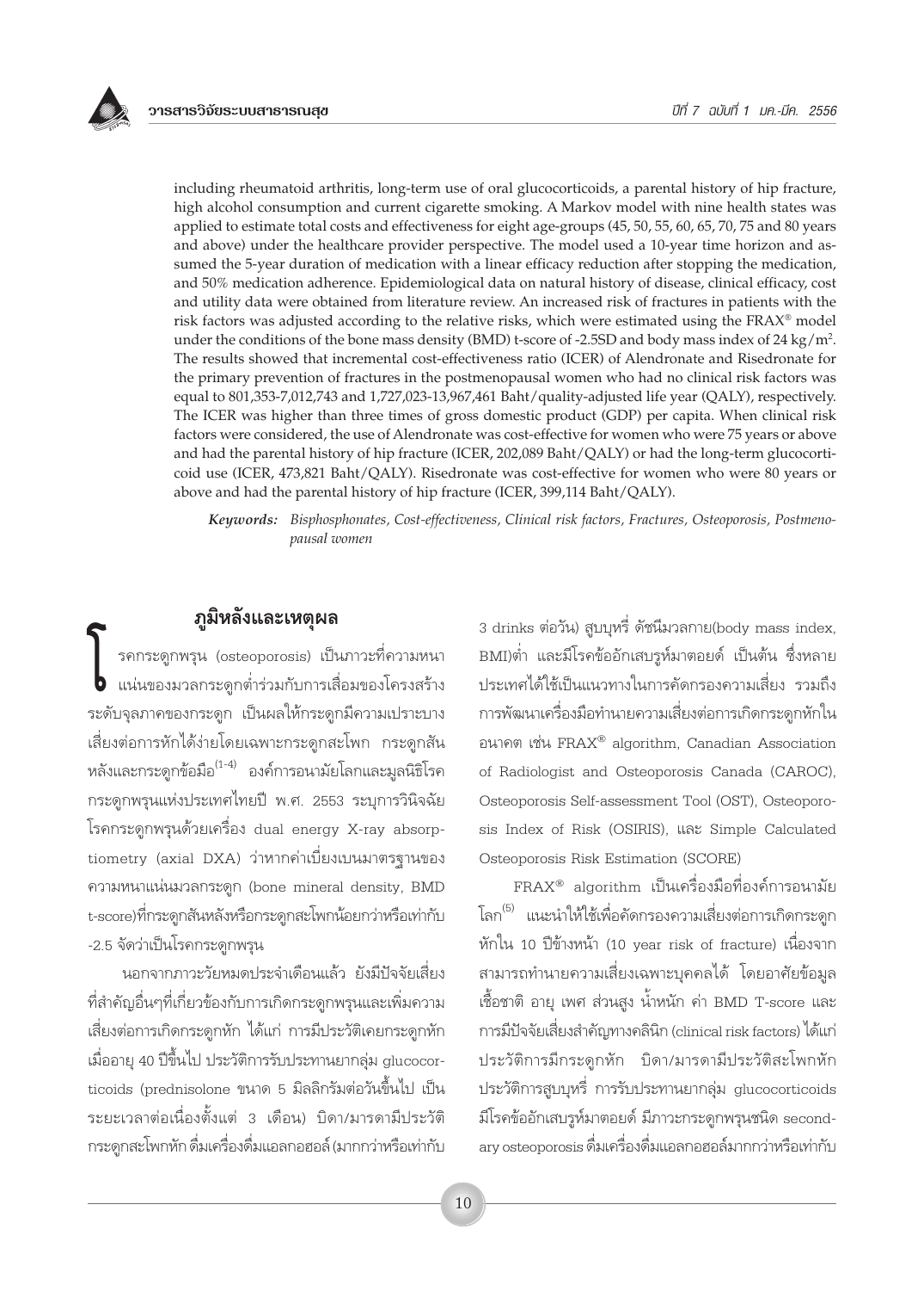including rheumatoid arthritis, long-term use of oral glucocorticoids, a parental history of hip fracture, high alcohol consumption and current cigarette smoking. A Markov model with nine health states was applied to estimate total costs and effectiveness for eight age-groups (45, 50, 55, 60, 65, 70, 75 and 80 years and above) under the healthcare provider perspective. The model used a 10-year time horizon and assumed the 5-year duration of medication with a linear efficacy reduction after stopping the medication, and 50% medication adherence. Epidemiological data on natural history of disease, clinical efficacy, cost and utility data were obtained from literature review. An increased risk of fractures in patients with the risk factors was adjusted according to the relative risks, which were estimated using the FRAX® model under the conditions of the bone mass density (BMD) t-score of -2.5SD and body mass index of 24 kg/m$^2$. The results showed that incremental cost-effectiveness ratio (ICER) of Alendronate and Risedronate for the primary prevention of fractures in the postmenopausal women who had no clinical risk factors was equal to 801,353-7,012,743 and 1,727,023-13,967,461 Baht/quality-adjusted life year (QALY), respectively. The ICER was higher than three times of gross domestic product (GDP) per capita. When clinical risk factors were considered, the use of Alendronate was cost-effective for women who were 75 years or above and had the parental history of hip fracture (ICER, 202,089 Baht/QALY) or had the long-term glucocorticoid use (ICER, 473,821 Baht/QALY). Risedronate was cost-effective for women who were 80 years or above and had the parental history of hip fracture (ICER, 399,114 Baht/QALY).

***Keywords:*** *Bisphosphonates, Cost-effectiveness, Clinical risk factors, Fractures, Osteoporosis, Postmenopausal women*

## ภูมิหลังและเหตุผล

โรคกระดูกพรุน (osteoporosis) เป็นภาวะที่ความหนาแน่นของมวลกระดูกต่ำร่วมกับการเสื่อมของโครงสร้างระดับจุลภาคของกระดูก เป็นผลให้กระดูกมีความเปราะบาง เสี่ยงต่อการหักได้ง่ายโดยเฉพาะกระดูกสะโพก กระดูกสันหลังและกระดูกข้อมือ[1-4] องค์การอนามัยโลกและมูลนิธิโรคกระดูกพรุนแห่งประเทศไทยปี พ.ศ. 2553 ระบุการวินิจฉัยโรคกระดูกพรุนด้วยเครื่อง dual energy X-ray absorptiometry (axial DXA) ว่าหากค่าเบี่ยงเบนมาตรฐานของความหนาแน่นมวลกระดูก (bone mineral density, BMD t-score)ที่กระดูกสันหลังหรือกระดูกสะโพกน้อยกว่าหรือเท่ากับ -2.5 จัดว่าเป็นโรคกระดูกพรุน

นอกจากภาวะวัยหมดประจำเดือนแล้ว ยังมีปัจจัยเสี่ยงที่สำคัญอื่นๆที่เกี่ยวข้องกับการเกิดกระดูกพรุนและเพิ่มความเสี่ยงต่อการเกิดกระดูกหัก ได้แก่ การมีประวัติเคยกระดูกหักเมื่ออายุ 40 ปีขึ้นไป ประวัติการรับประทานยากลุ่ม glucocorticoids (prednisolone ขนาด 5 มิลลิกรัมต่อวันขึ้นไป เป็นระยะเวลาต่อเนื่องตั้งแต่ 3 เดือน) บิดา/มารดามีประวัติกระดูกสะโพกหัก ดื่มเครื่องดื่มแอลกอฮอล์ (มากกว่าหรือเท่ากับ 3 drinks ต่อวัน) สูบบุหรี่ ดัชนีมวลกาย(body mass index, BMI)ต่ำ และมีโรคข้ออักเสบรูห์มาตอยด์ เป็นต้น ซึ่งหลายประเทศได้ใช้เป็นแนวทางในการคัดกรองความเสี่ยง รวมถึงการพัฒนาเครื่องมือทำนายความเสี่ยงต่อการเกิดกระดูกหักในอนาคต เช่น FRAX® algorithm, Canadian Association of Radiologist and Osteoporosis Canada (CAROC), Osteoporosis Self-assessment Tool (OST), Osteoporosis Index of Risk (OSIRIS), และ Simple Calculated Osteoporosis Risk Estimation (SCORE)

FRAX® algorithm เป็นเครื่องมือที่องค์การอนามัยโลก[5] แนะนำให้ใช้เพื่อคัดกรองความเสี่ยงต่อการเกิดกระดูกหักใน 10 ปีข้างหน้า (10 year risk of fracture) เนื่องจากสามารถทำนายความเสี่ยงเฉพาะบุคคลได้ โดยอาศัยข้อมูลเชื้อชาติ อายุ เพศ ส่วนสูง น้ำหนัก ค่า BMD T-score และการมีปัจจัยเสี่ยงสำคัญทางคลินิก (clinical risk factors) ได้แก่ ประวัติการมีกระดูกหัก บิดา/มารดามีประวัติสะโพกหัก ประวัติการสูบบุหรี่ การรับประทานยากลุ่ม glucocorticoids มีโรคข้ออักเสบรูห์มาตอยด์ มีภาวะกระดูกพรุนชนิด secondary osteoporosis ดื่มเครื่องดื่มแอลกอฮอล์มากกว่าหรือเท่ากับ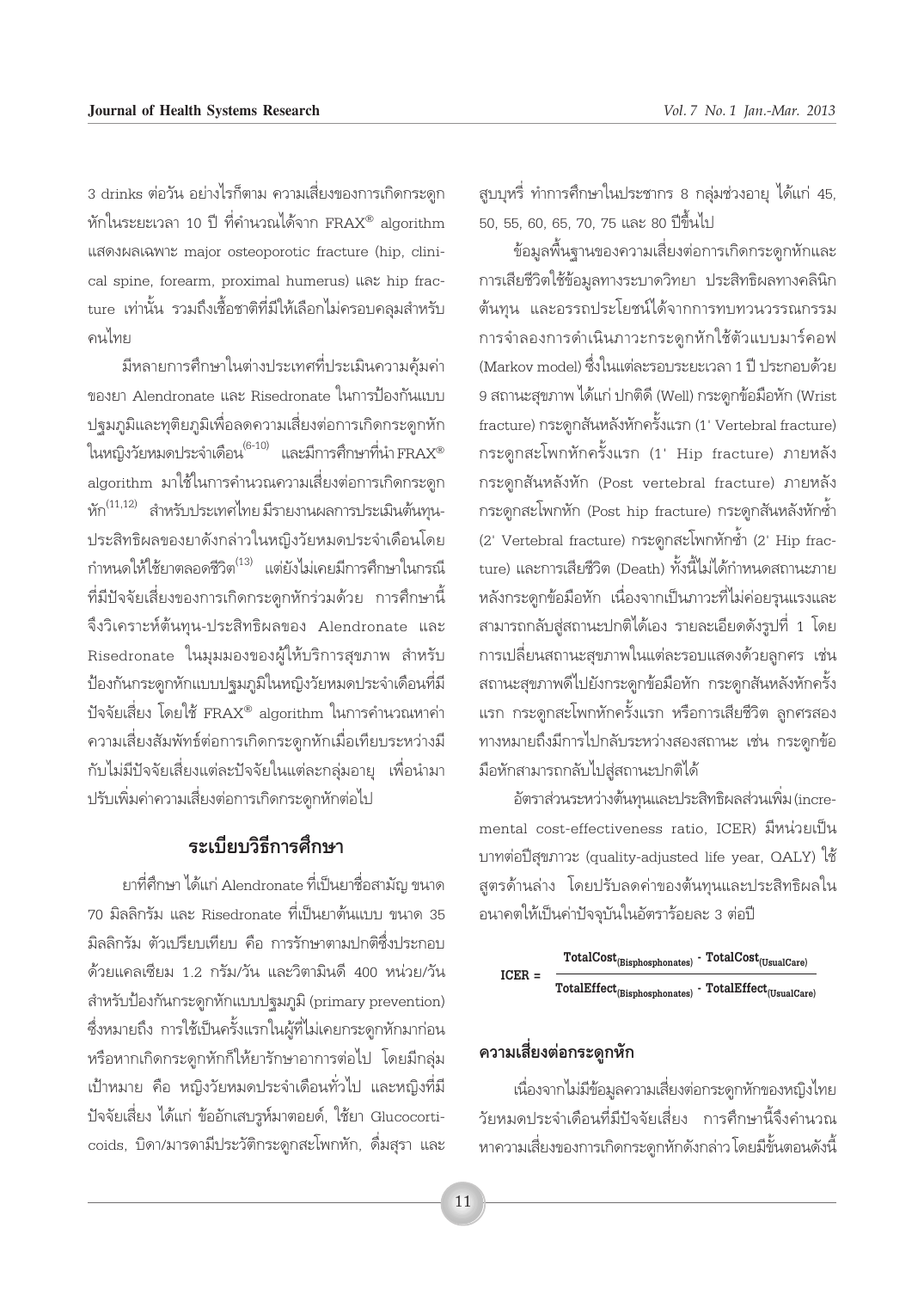3 drinks ต่อวัน อย่างไรก็ตาม ความเสี่ยงของการเกิดกระดูกหักในระยะเวลา 10 ปี ที่คำนวณได้จาก FRAX® algorithm แสดงผลเฉพาะ major osteoporotic fracture (hip, clinical spine, forearm, proximal humerus) และ hip fracture เท่านั้น รวมถึงเชื้อชาติที่มีให้เลือกไม่ครอบคลุมสำหรับคนไทย

มีหลายการศึกษาในต่างประเทศที่ประเมินความคุ้มค่าของยา Alendronate และ Risedronate ในการป้องกันแบบปฐมภูมิและทุติยภูมิเพื่อลดความเสี่ยงต่อการเกิดกระดูกหักในหญิงวัยหมดประจำเดือน[6-10] และมีการศึกษาที่นำ FRAX® algorithm มาใช้ในการคำนวณความเสี่ยงต่อการเกิดกระดูกหัก[11,12] สำหรับประเทศไทย มีรายงานผลการประเมินต้นทุน-ประสิทธิผลของยาดังกล่าวในหญิงวัยหมดประจำเดือนโดยกำหนดให้ใช้ยาตลอดชีวิต[13] แต่ยังไม่เคยมีการศึกษาในกรณีที่มีปัจจัยเสี่ยงของการเกิดกระดูกหักร่วมด้วย การศึกษานี้จึงวิเคราะห์ต้นทุน-ประสิทธิผลของ Alendronate และ Risedronate ในมุมมองของผู้ให้บริการสุขภาพ สำหรับป้องกันกระดูกหักแบบปฐมภูมิในหญิงวัยหมดประจำเดือนที่มีปัจจัยเสี่ยง โดยใช้ FRAX® algorithm ในการคำนวณหาค่าความเสี่ยงสัมพัทธ์ต่อการเกิดกระดูกหักเมื่อเทียบระหว่างมีกับไม่มีปัจจัยเสี่ยงแต่ละปัจจัยในแต่ละกลุ่มอายุ เพื่อนำมาปรับเพิ่มค่าความเสี่ยงต่อการเกิดกระดูกหักต่อไป

## ระเบียบวิธีการศึกษา

ยาที่ศึกษา ได้แก่ Alendronate ที่เป็นยาชื่อสามัญ ขนาด 70 มิลลิกรัม และ Risedronate ที่เป็นยาต้นแบบ ขนาด 35 มิลลิกรัม ตัวเปรียบเทียบ คือ การรักษาตามปกติซึ่งประกอบด้วยแคลเซียม 1.2 กรัม/วัน และวิตามินดี 400 หน่วย/วัน สำหรับป้องกันกระดูกหักแบบปฐมภูมิ (primary prevention) ซึ่งหมายถึง การใช้เป็นครั้งแรกในผู้ที่ไม่เคยกระดูกหักมาก่อน หรือหากเกิดกระดูกหักก็ให้ยารักษาอาการต่อไป โดยมีกลุ่มเป้าหมาย คือ หญิงวัยหมดประจำเดือนทั่วไป และหญิงที่มีปัจจัยเสี่ยง ได้แก่ ข้ออักเสบรูห์มาตอยด์, ใช้ยา Glucocorticoids, บิดา/มารดามีประวัติกระดูกสะโพกหัก, ดื่มสุรา และสูบบุหรี่ ทำการศึกษาในประชากร 8 กลุ่มช่วงอายุ ได้แก่ 45, 50, 55, 60, 65, 70, 75 และ 80 ปีขึ้นไป

ข้อมูลพื้นฐานของความเสี่ยงต่อการเกิดกระดูกหักและการเสียชีวิตใช้ข้อมูลทางระบาดวิทยา ประสิทธิผลทางคลินิก ต้นทุน และอรรถประโยชน์ได้จากการทบทวนวรรณกรรม การจำลองการดำเนินภาวะกระดูกหักใช้ตัวแบบมาร์คอฟ (Markov model) ซึ่งในแต่ละรอบระยะเวลา 1 ปี ประกอบด้วย 9 สถานะสุขภาพ ได้แก่ ปกติดี (Well) กระดูกข้อมือหัก (Wrist fracture) กระดูกสันหลังหักครั้งแรก (1' Vertebral fracture) กระดูกสะโพกหักครั้งแรก (1' Hip fracture) ภายหลังกระดูกสันหลังหัก (Post vertebral fracture) ภายหลังกระดูกสะโพกหัก (Post hip fracture) กระดูกสันหลังหักซ้ำ (2' Vertebral fracture) กระดูกสะโพกหักซ้ำ (2' Hip fracture) และการเสียชีวิต (Death) ทั้งนี้ไม่ได้กำหนดสถานะภายหลังกระดูกข้อมือหัก เนื่องจากเป็นภาวะที่ไม่ค่อยรุนแรงและสามารถกลับสู่สถานะปกติได้เอง รายละเอียดดังรูปที่ 1 โดยการเปลี่ยนสถานะสุขภาพในแต่ละรอบแสดงด้วยลูกศร เช่น สถานะสุขภาพดีไปยังกระดูกข้อมือหัก กระดูกสันหลังหักครั้งแรก กระดูกสะโพกหักครั้งแรก หรือการเสียชีวิต ลูกศรสองทางหมายถึงมีการไปกลับระหว่างสองสถานะ เช่น กระดูกข้อมือหักสามารถกลับไปสู่สถานะปกติได้

อัตราส่วนระหว่างต้นทุนและประสิทธิผลส่วนเพิ่ม (incremental cost-effectiveness ratio, ICER) มีหน่วยเป็นบาทต่อปีสุขภาวะ (quality-adjusted life year, QALY) ใช้สูตรด้านล่าง โดยปรับลดค่าของต้นทุนและประสิทธิผลในอนาคตให้เป็นค่าปัจจุบันในอัตราร้อยละ 3 ต่อปี

$$\text{ICER} = \frac{\text{TotalCost}_{(\text{Bisphosphonates})} - \text{TotalCost}_{(\text{UsualCare})}}{\text{TotalEffect}_{(\text{Bisphosphonates})} - \text{TotalEffect}_{(\text{UsualCare})}}$$

### ความเสี่ยงต่อกระดูกหัก

เนื่องจากไม่มีข้อมูลความเสี่ยงต่อกระดูกหักของหญิงไทยวัยหมดประจำเดือนที่มีปัจจัยเสี่ยง การศึกษานี้จึงคำนวณหาความเสี่ยงของการเกิดกระดูกหักดังกล่าว โดยมีขั้นตอนดังนี้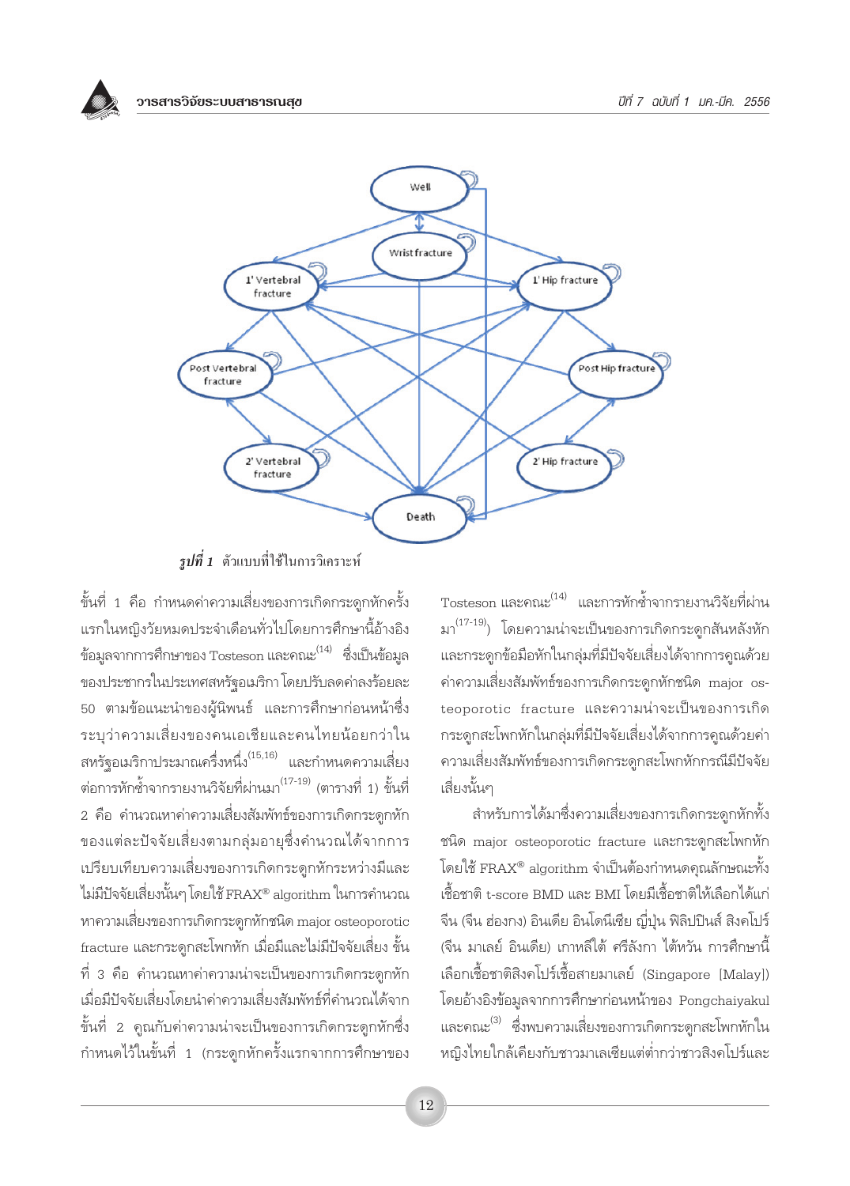*รูปที่ 1* ตัวแบบที่ใช้ในการวิเคราะห์

ขั้นที่ 1 คือ กำหนดค่าความเสี่ยงของการเกิดกระดูกหักครั้งแรกในหญิงวัยหมดประจำเดือนทั่วไปโดยการศึกษานี้อ้างอิงข้อมูลจากการศึกษาของ Tosteson และคณะ[14] ซึ่งเป็นข้อมูลของประชากรในประเทศสหรัฐอเมริกา โดยปรับลดค่าลงร้อยละ 50 ตามข้อแนะนำของผู้นิพนธ์ และการศึกษาก่อนหน้าซึ่งระบุว่าความเสี่ยงของคนเอเชียและคนไทยน้อยกว่าในสหรัฐอเมริกาประมาณครึ่งหนึ่ง[15,16] และกำหนดความเสี่ยงต่อการหักซ้ำจากรายงานวิจัยที่ผ่านมา[17-19] (ตารางที่ 1) ขั้นที่ 2 คือ คำนวณหาค่าความเสี่ยงสัมพัทธ์ของการเกิดกระดูกหักของแต่ละปัจจัยเสี่ยงตามกลุ่มอายุซึ่งคำนวณได้จากการเปรียบเทียบความเสี่ยงของการเกิดกระดูกหักระหว่างมีและไม่มีปัจจัยเสี่ยงนั้นๆ โดยใช้ FRAX® algorithm ในการคำนวณหาความเสี่ยงของการเกิดกระดูกหักชนิด major osteoporotic fracture และกระดูกสะโพกหัก เมื่อมีและไม่มีปัจจัยเสี่ยง ขั้นที่ 3 คือ คำนวณหาค่าความน่าจะเป็นของการเกิดกระดูกหักเมื่อมีปัจจัยเสี่ยงโดยนำค่าความเสี่ยงสัมพัทธ์ที่คำนวณได้จากขั้นที่ 2 คูณกับค่าความน่าจะเป็นของการเกิดกระดูกหักซึ่งกำหนดไว้ในขั้นที่ 1 (กระดูกหักครั้งแรกจากการศึกษาของ Tosteson และคณะ[14] และการหักซ้ำจากรายงานวิจัยที่ผ่านมา[17-19]) โดยความน่าจะเป็นของการเกิดกระดูกสันหลังหักและกระดูกข้อมือหักในกลุ่มที่มีปัจจัยเสี่ยงได้จากการคูณด้วยค่าความเสี่ยงสัมพัทธ์ของการเกิดกระดูกหักชนิด major osteoporotic fracture และความน่าจะเป็นของการเกิดกระดูกสะโพกหักในกลุ่มที่มีปัจจัยเสี่ยงได้จากการคูณด้วยค่าความเสี่ยงสัมพัทธ์ของการเกิดกระดูกสะโพกหักกรณีมีปัจจัยเสี่ยงนั้นๆ

สำหรับการได้มาซึ่งความเสี่ยงของการเกิดกระดูกหักทั้งชนิด major osteoporotic fracture และกระดูกสะโพกหัก โดยใช้ FRAX® algorithm จำเป็นต้องกำหนดคุณลักษณะทั้งเชื้อชาติ t-score BMD และ BMI โดยมีเชื้อชาติให้เลือกได้แก่ จีน (จีน ฮ่องกง) อินเดีย อินโดนีเซีย ญี่ปุ่น ฟิลิปปินส์ สิงคโปร์ (จีน มาเลย์ อินเดีย) เกาหลีใต้ ศรีลังกา ไต้หวัน การศึกษานี้เลือกเชื้อชาติสิงคโปร์เชื้อสายมาเลย์ (Singapore [Malay]) โดยอ้างอิงข้อมูลจากการศึกษาก่อนหน้าของ Pongchaiyakul และคณะ[3] ซึ่งพบความเสี่ยงของการเกิดกระดูกสะโพกหักในหญิงไทยใกล้เคียงกับชาวมาเลเซียแต่ต่ำกว่าชาวสิงคโปร์และ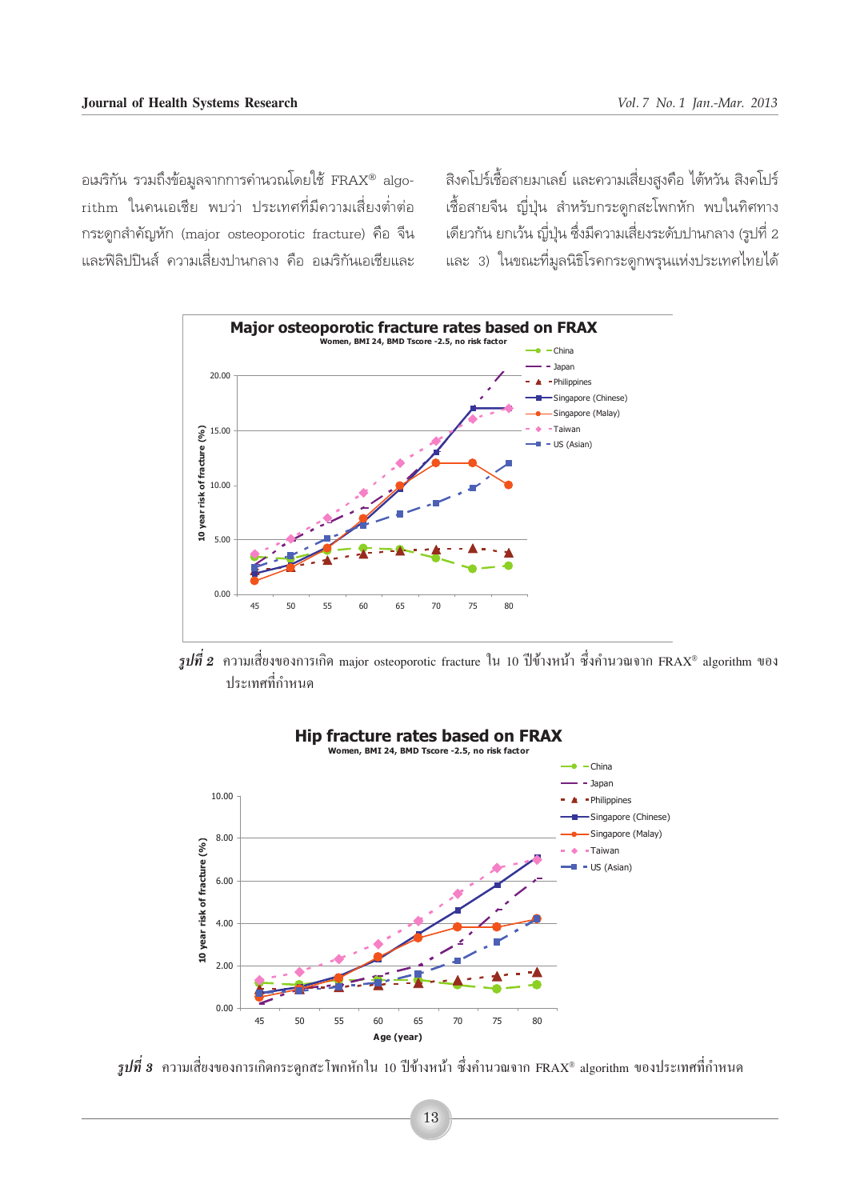อเมริกัน รวมถึงข้อมูลจากการคำนวณโดยใช้ FRAX® algorithm ในคนเอเชีย พบว่า ประเทศที่มีความเสี่ยงต่ำต่อกระดูกสำคัญหัก (major osteoporotic fracture) คือ จีนและฟิลิปปินส์ ความเสี่ยงปานกลาง คือ อเมริกันเอเชียและสิงคโปร์เชื้อสายมาเลย์ และความเสี่ยงสูงคือ ไต้หวัน สิงคโปร์เชื้อสายจีน ญี่ปุ่น สำหรับกระดูกสะโพกหัก พบในทิศทางเดียวกัน ยกเว้น ญี่ปุ่น ซึ่งมีความเสี่ยงระดับปานกลาง (รูปที่ 2 และ 3) ในขณะที่มูลนิธิโรคกระดูกพรุนแห่งประเทศไทยได้

**รูปที่ 2** ความเสี่ยงของการเกิด major osteoporotic fracture ใน 10 ปีข้างหน้า ซึ่งคำนวณจาก FRAX® algorithm ของประเทศที่กำหนด

**รูปที่ 3** ความเสี่ยงของการเกิดกระดูกสะโพกหักใน 10 ปีข้างหน้า ซึ่งคำนวณจาก FRAX® algorithm ของประเทศที่กำหนด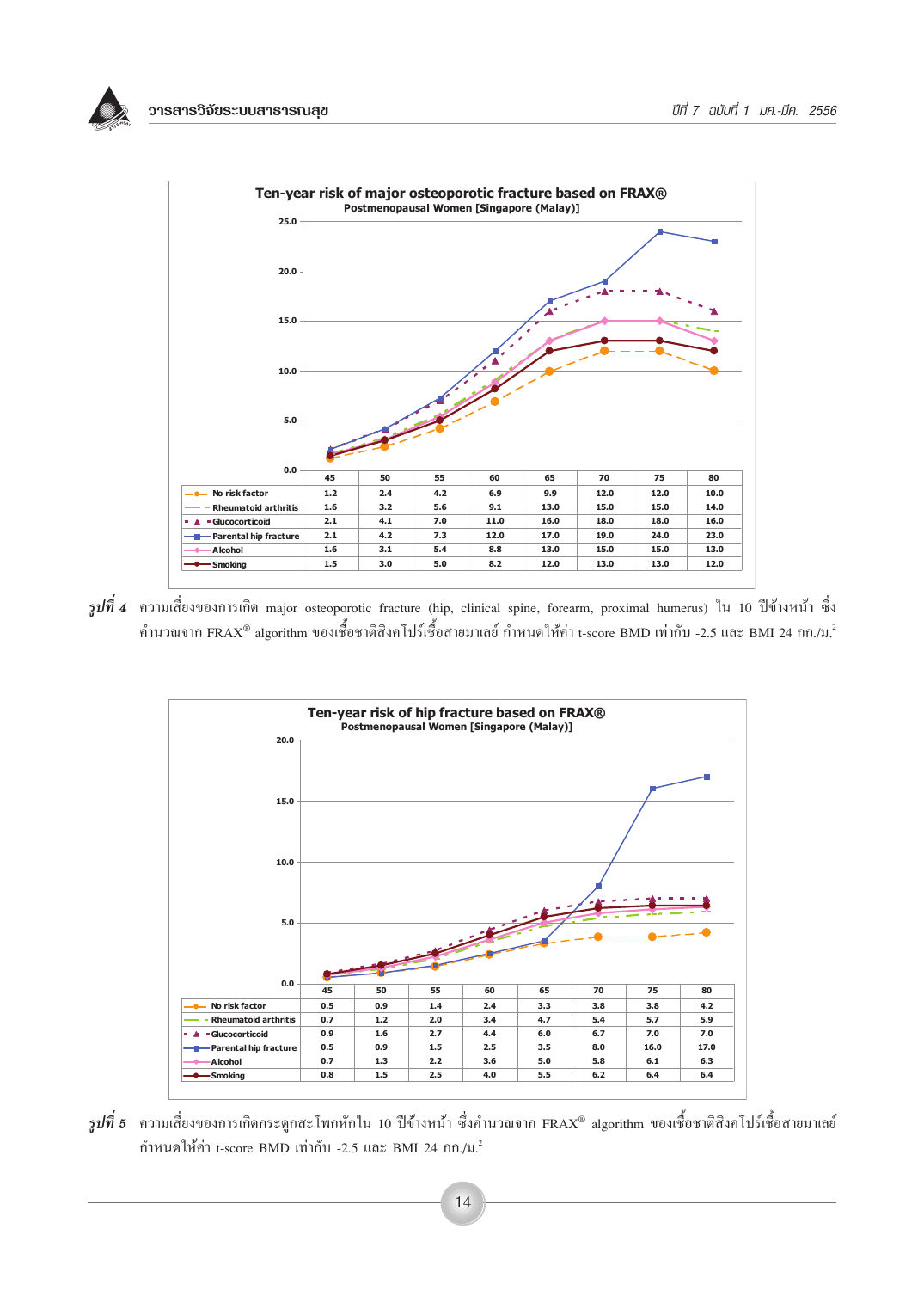**Ten-year risk of major osteoporotic fracture based on FRAX®**
Postmenopausal Women [Singapore (Malay)]

| | 45 | 50 | 55 | 60 | 65 | 70 | 75 | 80 |
|---|---|---|---|---|---|---|---|---|
| No risk factor | 1.2 | 2.4 | 4.2 | 6.9 | 9.9 | 12.0 | 12.0 | 10.0 |
| Rheumatoid arthritis | 1.6 | 3.2 | 5.6 | 9.1 | 13.0 | 15.0 | 15.0 | 14.0 |
| Glucocorticoid | 2.1 | 4.1 | 7.0 | 11.0 | 16.0 | 18.0 | 18.0 | 16.0 |
| Parental hip fracture | 2.1 | 4.2 | 7.3 | 12.0 | 17.0 | 19.0 | 24.0 | 23.0 |
| Alcohol | 1.6 | 3.1 | 5.4 | 8.8 | 13.0 | 15.0 | 15.0 | 13.0 |
| Smoking | 1.5 | 3.0 | 5.0 | 8.2 | 12.0 | 13.0 | 13.0 | 12.0 |

*รูปที่ 4* ความเสี่ยงของการเกิด major osteoporotic fracture (hip, clinical spine, forearm, proximal humerus) ใน 10 ปีข้างหน้า ซึ่งคำนวณจาก FRAX® algorithm ของเชื้อชาติสิงคโปร์เชื้อสายมาเลย์ กำหนดให้ค่า t-score BMD เท่ากับ -2.5 และ BMI 24 กก./ม.[2]

**Ten-year risk of hip fracture based on FRAX®**
Postmenopausal Women [Singapore (Malay)]

| | 45 | 50 | 55 | 60 | 65 | 70 | 75 | 80 |
|---|---|---|---|---|---|---|---|---|
| No risk factor | 0.5 | 0.9 | 1.4 | 2.4 | 3.3 | 3.8 | 3.8 | 4.2 |
| Rheumatoid arthritis | 0.7 | 1.2 | 2.0 | 3.4 | 4.7 | 5.4 | 5.7 | 5.9 |
| Glucocorticoid | 0.9 | 1.6 | 2.7 | 4.4 | 6.0 | 6.7 | 7.0 | 7.0 |
| Parental hip fracture | 0.5 | 0.9 | 1.5 | 2.5 | 3.5 | 8.0 | 16.0 | 17.0 |
| Alcohol | 0.7 | 1.3 | 2.2 | 3.6 | 5.0 | 5.8 | 6.1 | 6.3 |
| Smoking | 0.8 | 1.5 | 2.5 | 4.0 | 5.5 | 6.2 | 6.4 | 6.4 |

*รูปที่ 5* ความเสี่ยงของการเกิดกระดูกสะโพกหักใน 10 ปีข้างหน้า ซึ่งคำนวณจาก FRAX® algorithm ของเชื้อชาติสิงคโปร์เชื้อสายมาเลย์ กำหนดให้ค่า t-score BMD เท่ากับ -2.5 และ BMI 24 กก./ม.[2]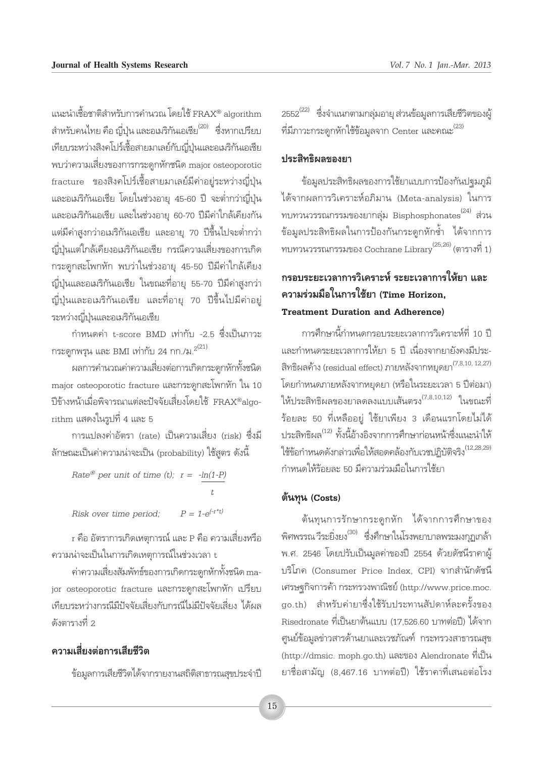แนะนำเชื้อชาติสำหรับการคำนวณ โดยใช้ FRAX® algorithm สำหรับคนไทย คือ ญี่ปุ่น และอเมริกันเอเชีย[20] ซึ่งหากเปรียบเทียบระหว่างสิงคโปร์เชื้อสายมาเลย์กับญี่ปุ่นและอเมริกันเอเชีย พบว่าความเสี่ยงของการกระดูกหักชนิด major osteoporotic fracture ของสิงคโปร์เชื้อสายมาเลย์มีค่าอยู่ระหว่างญี่ปุ่นและอเมริกันเอเชีย โดยในช่วงอายุ 45-60 ปี จะต่ำกว่าญี่ปุ่นและอเมริกันเอเชีย และในช่วงอายุ 60-70 ปีมีค่าใกล้เคียงกัน แต่มีค่าสูงกว่าอเมริกันเอเชีย และอายุ 70 ปีขึ้นไปจะต่ำกว่าญี่ปุ่นแต่ใกล้เคียงอเมริกันเอเชีย กรณีความเสี่ยงของการเกิดกระดูกสะโพกหัก พบว่าในช่วงอายุ 45-50 ปีมีค่าใกล้เคียงญี่ปุ่นและอเมริกันเอเชีย ในขณะที่อายุ 55-70 ปีมีค่าสูงกว่าญี่ปุ่นและอเมริกันเอเชีย และที่อายุ 70 ปีขึ้นไปมีค่าอยู่ระหว่างญี่ปุ่นและอเมริกันเอเชีย

กำหนดค่า t-score BMD เท่ากับ -2.5 ซึ่งเป็นภาวะกระดูกพรุน และ BMI เท่ากับ 24 กก./ม.$^2$[21]

ผลการคำนวณค่าความเสี่ยงต่อการเกิดกระดูกหักทั้งชนิด major osteoporotic fracture และกระดูกสะโพกหัก ใน 10 ปีข้างหน้าเมื่อพิจารณาแต่ละปัจจัยเสี่ยงโดยใช้ FRAX®algorithm แสดงในรูปที่ 4 และ 5

การแปลงค่าอัตรา (rate) เป็นความเสี่ยง (risk) ซึ่งมีลักษณะเป็นค่าความน่าจะเป็น (probability) ใช้สูตร ดังนี้

*Rate® per unit of time (t);* $r = \dfrac{-\ln(1-P)}{t}$

*Risk over time period;* $P = 1-e^{(-r*t)}$

r คือ อัตราการเกิดเหตุการณ์ และ P คือ ความเสี่ยงหรือความน่าจะเป็นในการเกิดเหตุการณ์ในช่วงเวลา t

ค่าความเสี่ยงสัมพัทธ์ของการเกิดกระดูกหักทั้งชนิด major osteoporotic fracture และกระดูกสะโพกหัก เปรียบเทียบระหว่างกรณีมีปัจจัยเสี่ยงกับกรณีไม่มีปัจจัยเสี่ยง ได้ผลดังตารางที่ 2

## ความเสี่ยงต่อการเสียชีวิต

ข้อมูลการเสียชีวิตได้จากรายงานสถิติสาธารณสุขประจำปี 2552[22] ซึ่งจำแนกตามกลุ่มอายุ ส่วนข้อมูลการเสียชีวิตของผู้ที่มีภาวะกระดูกหักใช้ข้อมูลจาก Center และคณะ[23]

## ประสิทธิผลของยา

ข้อมูลประสิทธิผลของการใช้ยาแบบการป้องกันปฐมภูมิได้จากผลการวิเคราะห์อภิมาน (Meta-analysis) ในการทบทวนวรรณกรรมของยากลุ่ม Bisphosphonates[24] ส่วนข้อมูลประสิทธิผลในการป้องกันกระดูกหักซ้ำ ได้จากการทบทวนวรรณกรรมของ Cochrane Library[25,26] (ตารางที่ 1)

## กรอบระยะเวลาการวิเคราะห์ ระยะเวลาการให้ยา และความร่วมมือในการใช้ยา (Time Horizon, Treatment Duration and Adherence)

การศึกษานี้กำหนดกรอบระยะเวลาการวิเคราะห์ที่ 10 ปี และกำหนดระยะเวลาการให้ยา 5 ปี เนื่องจากยายังคงมีประสิทธิผลค้าง (residual effect) ภายหลังจากหยุดยา[7,8,10, 12,27] โดยกำหนดภายหลังจากหยุดยา (หรือในระยะเวลา 5 ปีต่อมา) ให้ประสิทธิผลของยาลดลงแบบเส้นตรง[7,8,10,12] ในขณะที่ร้อยละ 50 ที่เหลืออยู่ ใช้ยาเพียง 3 เดือนแรกโดยไม่ได้ประสิทธิผล[12] ทั้งนี้อ้างอิงจากการศึกษาก่อนหน้าซึ่งแนะนำให้ใช้ข้อกำหนดดังกล่าวเพื่อให้สอดคล้องกับเวชปฏิบัติจริง[12,28,29] กำหนดให้ร้อยละ 50 มีความร่วมมือในการใช้ยา

## ต้นทุน (Costs)

ต้นทุนการรักษากระดูกหัก ได้จากการศึกษาของพิศพรรณ วีระยิ่งยง[30] ซึ่งศึกษาในโรงพยาบาลพระมงกุฎเกล้า พ.ศ. 2546 โดยปรับเป็นมูลค่าของปี 2554 ด้วยดัชนีราคาผู้บริโภค (Consumer Price Index, CPI) จากสำนักดัชนีเศรษฐกิจการค้า กระทรวงพาณิชย์ (http://www.price.moc.go.th) สำหรับค่ายาซึ่งใช้รับประทานสัปดาห์ละครั้งของ Risedronate ที่เป็นยาต้นแบบ (17,526.60 บาทต่อปี) ได้จากศูนย์ข้อมูลข่าวสารด้านยาและเวชภัณฑ์ กระทรวงสาธารณสุข (http://dmsic. moph.go.th) และของ Alendronate ที่เป็นยาชื่อสามัญ (8,467.16 บาทต่อปี) ใช้ราคาที่เสนอต่อโรง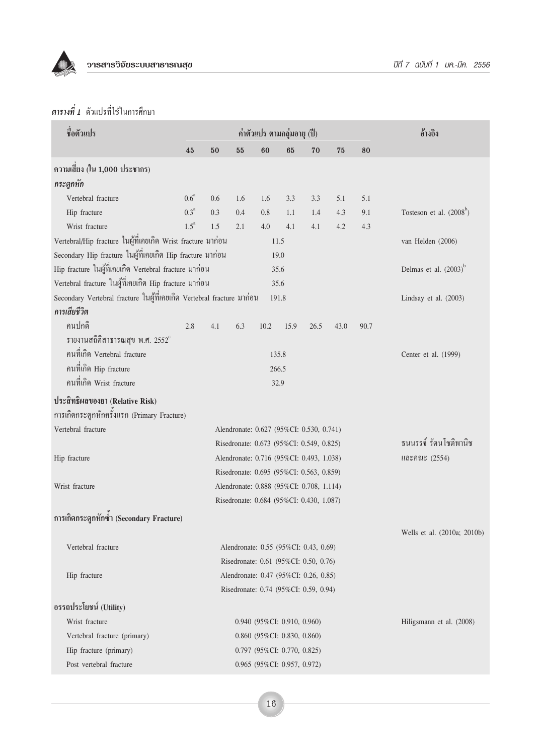***ตารางที่ 1*** ตัวแปรที่ใช้ในการศึกษา

| ชื่อตัวแปร | ค่าตัวแปร ตามกลุ่มอายุ (ปี) | | | | | | | | อ้างอิง |
|---|---|---|---|---|---|---|---|---|---|
| | 45 | 50 | 55 | 60 | 65 | 70 | 75 | 80 | |
| **ความเสี่ยง (ใน 1,000 ประชากร)** | | | | | | | | | |
| ***กระดูกหัก*** | | | | | | | | | |
| Vertebral fracture | 0.6[a] | 0.6 | 1.6 | 1.6 | 3.3 | 3.3 | 5.1 | 5.1 | |
| Hip fracture | 0.3[a] | 0.3 | 0.4 | 0.8 | 1.1 | 1.4 | 4.3 | 9.1 | Tosteson et al. (2008[b]) |
| Wrist fracture | 1.5[a] | 1.5 | 2.1 | 4.0 | 4.1 | 4.1 | 4.2 | 4.3 | |
| Vertebral/Hip fracture ในผู้ที่เคยเกิด Wrist fracture มาก่อน | 11.5 | | | | | | | | van Helden (2006) |
| Secondary Hip fracture ในผู้ที่เคยเกิด Hip fracture มาก่อน | 19.0 | | | | | | | | |
| Hip fracture ในผู้ที่เคยเกิด Vertebral fracture มาก่อน | 35.6 | | | | | | | | Delmas et al. (2003)[b] |
| Vertebral fracture ในผู้ที่เคยเกิด Hip fracture มาก่อน | 35.6 | | | | | | | | |
| Secondary Vertebral fracture ในผู้ที่เคยเกิด Vertebral fracture มาก่อน | 191.8 | | | | | | | | Lindsay et al. (2003) |
| ***การเสียชีวิต*** | | | | | | | | | |
| คนปกติ | 2.8 | 4.1 | 6.3 | 10.2 | 15.9 | 26.5 | 43.0 | 90.7 | |
| รายงานสถิติสาธารณสุข พ.ศ. 2552[c] | | | | | | | | | |
| คนที่เกิด Vertebral fracture | 135.8 | | | | | | | | Center et al. (1999) |
| คนที่เกิด Hip fracture | 266.5 | | | | | | | | |
| คนที่เกิด Wrist fracture | 32.9 | | | | | | | | |
| **ประสิทธิผลของยา (Relative Risk)** | | | | | | | | | |
| การเกิดกระดูกหักครั้งแรก (Primary Fracture) | | | | | | | | | |
| Vertebral fracture | Alendronate: 0.627 (95%CI: 0.530, 0.741) | | | | | | | | |
| | Risedronate: 0.673 (95%CI: 0.549, 0.825) | | | | | | | | ธนนรรจ์ รัตนโชติพานิช |
| Hip fracture | Alendronate: 0.716 (95%CI: 0.493, 1.038) | | | | | | | | และคณะ (2554) |
| | Risedronate: 0.695 (95%CI: 0.563, 0.859) | | | | | | | | |
| Wrist fracture | Alendronate: 0.888 (95%CI: 0.708, 1.114) | | | | | | | | |
| | Risedronate: 0.684 (95%CI: 0.430, 1.087) | | | | | | | | |
| **การเกิดกระดูกหักซ้ำ (Secondary Fracture)** | | | | | | | | | |
| | | | | | | | | | Wells et al. (2010a; 2010b) |
| Vertebral fracture | Alendronate: 0.55 (95%CI: 0.43, 0.69) | | | | | | | | |
| | Risedronate: 0.61 (95%CI: 0.50, 0.76) | | | | | | | | |
| Hip fracture | Alendronate: 0.47 (95%CI: 0.26, 0.85) | | | | | | | | |
| | Risedronate: 0.74 (95%CI: 0.59, 0.94) | | | | | | | | |
| **อรรถประโยชน์ (Utility)** | | | | | | | | | |
| Wrist fracture | 0.940 (95%CI: 0.910, 0.960) | | | | | | | | Hiligsmann et al. (2008) |
| Vertebral fracture (primary) | 0.860 (95%CI: 0.830, 0.860) | | | | | | | | |
| Hip fracture (primary) | 0.797 (95%CI: 0.770, 0.825) | | | | | | | | |
| Post vertebral fracture | 0.965 (95%CI: 0.957, 0.972) | | | | | | | | |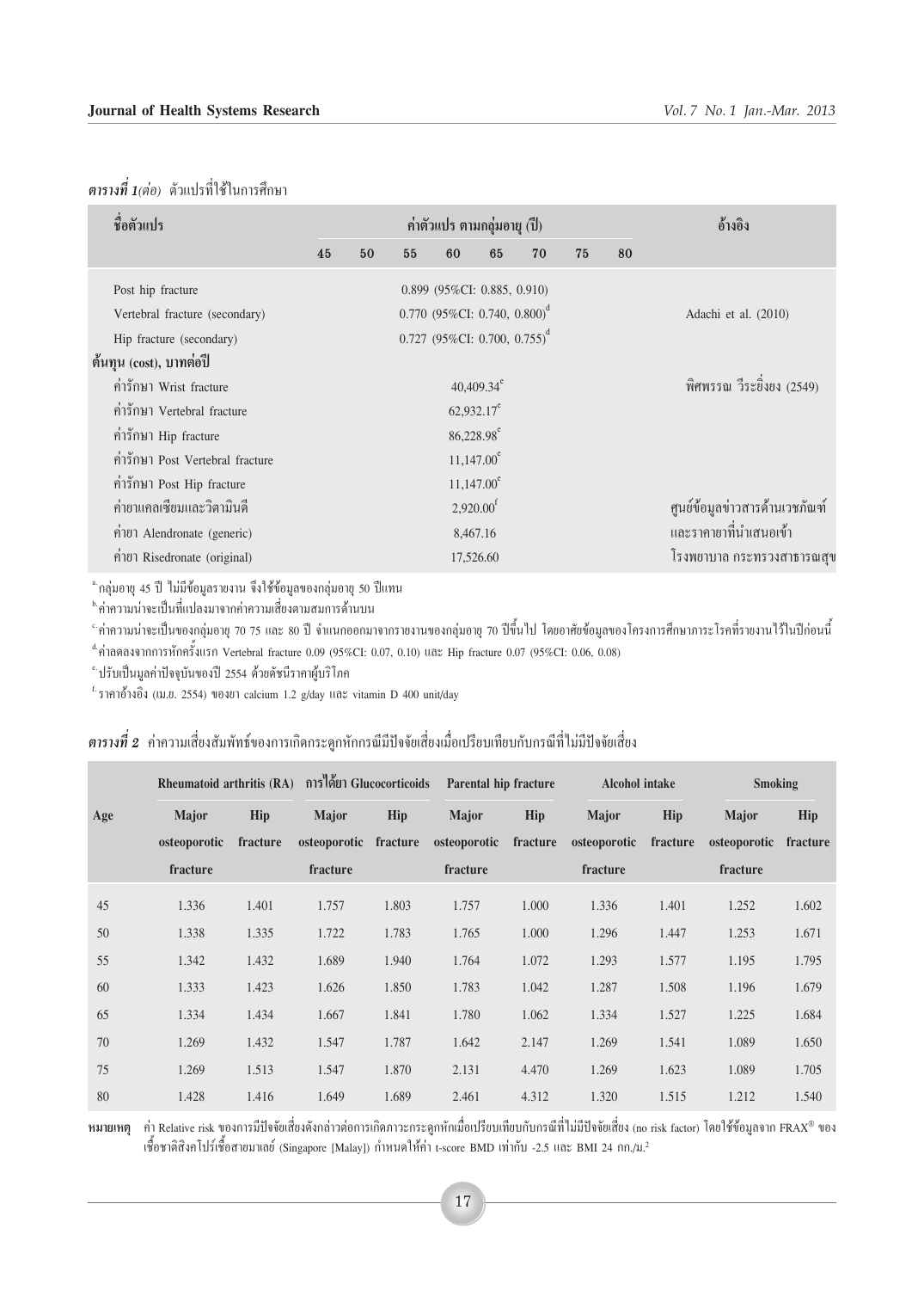***ตารางที่ 1****(ต่อ)* ตัวแปรที่ใช้ในการศึกษา

| ชื่อตัวแปร | ค่าตัวแปร ตามกลุ่มอายุ (ปี) | | | | | | | | อ้างอิง |
|---|---|---|---|---|---|---|---|---|---|
| | 45 | 50 | 55 | 60 | 65 | 70 | 75 | 80 | |
| Post hip fracture | 0.899 (95%CI: 0.885, 0.910) | | | | | | | | |
| Vertebral fracture (secondary) | 0.770 (95%CI: 0.740, 0.800)[d] | | | | | | | | Adachi et al. (2010) |
| Hip fracture (secondary) | 0.727 (95%CI: 0.700, 0.755)[d] | | | | | | | | |
| **ต้นทุน (cost), บาทต่อปี** | | | | | | | | | |
| ค่ารักษา Wrist fracture | 40,409.34[e] | | | | | | | | พิศพรรณ วีระยิ่งยง (2549) |
| ค่ารักษา Vertebral fracture | 62,932.17[e] | | | | | | | | |
| ค่ารักษา Hip fracture | 86,228.98[e] | | | | | | | | |
| ค่ารักษา Post Vertebral fracture | 11,147.00[e] | | | | | | | | |
| ค่ารักษา Post Hip fracture | 11,147.00[e] | | | | | | | | |
| ค่ายาแคลเซียมและวิตามินดี | 2,920.00[f] | | | | | | | | ศูนย์ข้อมูลข่าวสารด้านเวชภัณฑ์ |
| ค่ายา Alendronate (generic) | 8,467.16 | | | | | | | | และราคายาที่นำเสนอเข้า |
| ค่ายา Risedronate (original) | 17,526.60 | | | | | | | | โรงพยาบาล กระทรวงสาธารณสุข |

[a] กลุ่มอายุ 45 ปี ไม่มีข้อมูลรายงาน จึงใช้ข้อมูลของกลุ่มอายุ 50 ปีแทน

[b] ค่าความน่าจะเป็นที่แปลงมาจากค่าความเสี่ยงตามสมการด้านบน

[c] ค่าความน่าจะเป็นของกลุ่มอายุ 70 75 และ 80 ปี จำแนกออกมาจากรายงานของกลุ่มอายุ 70 ปีขึ้นไป โดยอาศัยข้อมูลของโครงการศึกษาภาระโรคที่รายงานไว้ในปีก่อนนี้

[d] ค่าลดลงจากการหักครั้งแรก Vertebral fracture 0.09 (95%CI: 0.07, 0.10) และ Hip fracture 0.07 (95%CI: 0.06, 0.08)

[e] ปรับเป็นมูลค่าปัจจุบันของปี 2554 ด้วยดัชนีราคาผู้บริโภค

[f] ราคาอ้างอิง (เม.ย. 2554) ของยา calcium 1.2 g/day และ vitamin D 400 unit/day

***ตารางที่ 2*** ค่าความเสี่ยงสัมพัทธ์ของการเกิดกระดูกหักกรณีมีปัจจัยเสี่ยงเมื่อเปรียบเทียบกับกรณีที่ไม่มีปัจจัยเสี่ยง

| Age | Rheumatoid arthritis (RA) | | การได้ยา Glucocorticoids | | Parental hip fracture | | Alcohol intake | | Smoking | |
|---|---|---|---|---|---|---|---|---|---|---|
| | Major osteoporotic fracture | Hip fracture | Major osteoporotic fracture | Hip fracture | Major osteoporotic fracture | Hip fracture | Major osteoporotic fracture | Hip fracture | Major osteoporotic fracture | Hip fracture |
| 45 | 1.336 | 1.401 | 1.757 | 1.803 | 1.757 | 1.000 | 1.336 | 1.401 | 1.252 | 1.602 |
| 50 | 1.338 | 1.335 | 1.722 | 1.783 | 1.765 | 1.000 | 1.296 | 1.447 | 1.253 | 1.671 |
| 55 | 1.342 | 1.432 | 1.689 | 1.940 | 1.764 | 1.072 | 1.293 | 1.577 | 1.195 | 1.795 |
| 60 | 1.333 | 1.423 | 1.626 | 1.850 | 1.783 | 1.042 | 1.287 | 1.508 | 1.196 | 1.679 |
| 65 | 1.334 | 1.434 | 1.667 | 1.841 | 1.780 | 1.062 | 1.334 | 1.527 | 1.225 | 1.684 |
| 70 | 1.269 | 1.432 | 1.547 | 1.787 | 1.642 | 2.147 | 1.269 | 1.541 | 1.089 | 1.650 |
| 75 | 1.269 | 1.513 | 1.547 | 1.870 | 2.131 | 4.470 | 1.269 | 1.623 | 1.089 | 1.705 |
| 80 | 1.428 | 1.416 | 1.649 | 1.689 | 2.461 | 4.312 | 1.320 | 1.515 | 1.212 | 1.540 |

**หมายเหตุ** ค่า Relative risk ของการมีปัจจัยเสี่ยงดังกล่าวต่อการเกิดภาวะกระดูกหักเมื่อเปรียบเทียบกับกรณีที่ไม่มีปัจจัยเสี่ยง (no risk factor) โดยใช้ข้อมูลจาก FRAX® ของเชื้อชาติสิงคโปร์เชื้อสายมาเลย์ (Singapore [Malay]) กำหนดให้ค่า t-score BMD เท่ากับ -2.5 และ BMI 24 กก./ม.$^2$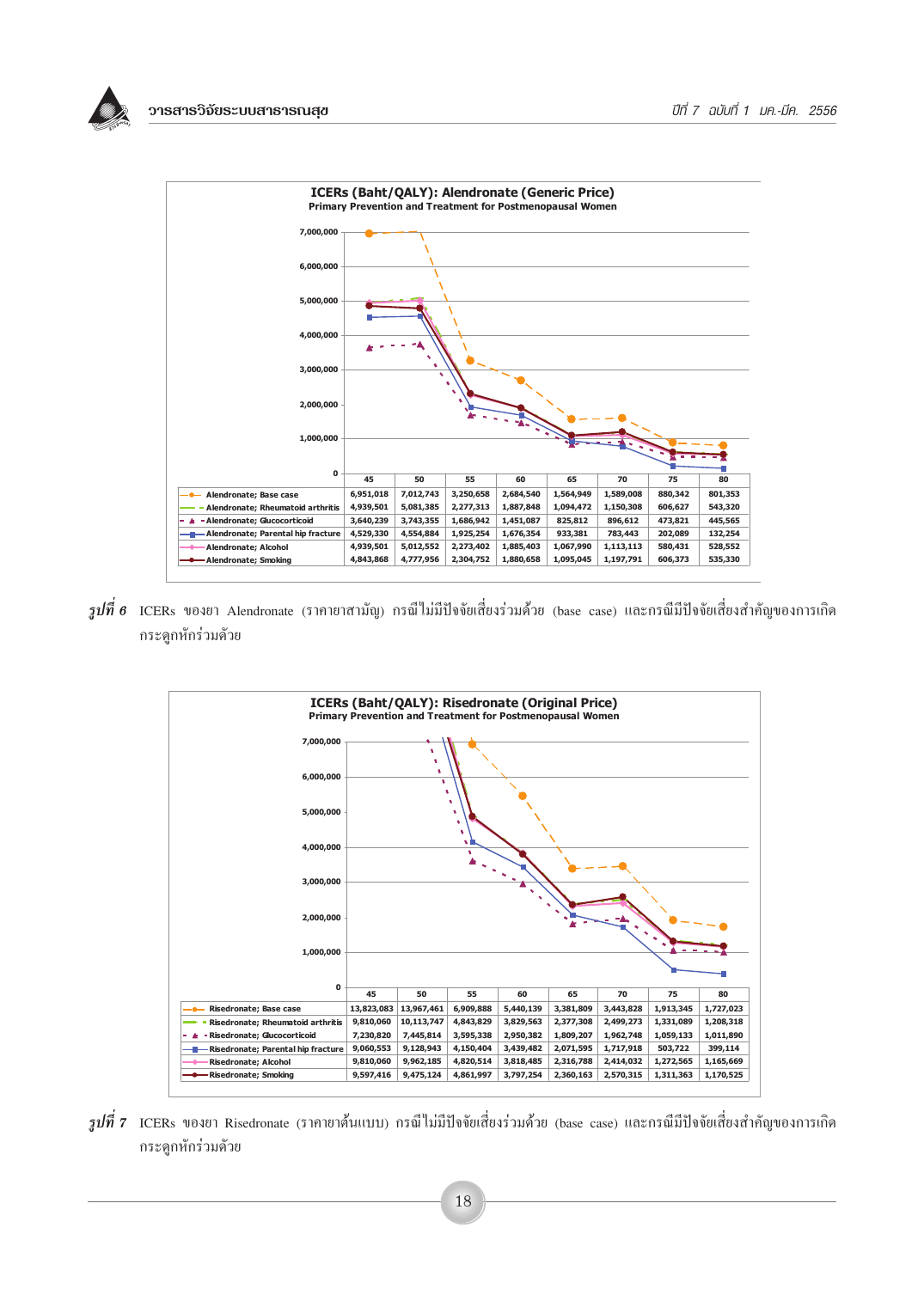**ICERs (Baht/QALY): Alendronate (Generic Price)**
**Primary Prevention and Treatment for Postmenopausal Women**

| | 45 | 50 | 55 | 60 | 65 | 70 | 75 | 80 |
|---|---|---|---|---|---|---|---|---|
| Alendronate; Base case | 6,951,018 | 7,012,743 | 3,250,658 | 2,684,540 | 1,564,949 | 1,589,008 | 880,342 | 801,353 |
| Alendronate; Rheumatoid arthritis | 4,939,501 | 5,081,385 | 2,277,313 | 1,887,848 | 1,094,472 | 1,150,308 | 606,627 | 543,320 |
| Alendronate; Glucocorticoid | 3,640,239 | 3,743,355 | 1,686,942 | 1,451,087 | 825,812 | 896,612 | 473,821 | 445,565 |
| Alendronate; Parental hip fracture | 4,529,330 | 4,554,884 | 1,925,254 | 1,676,354 | 933,381 | 783,443 | 202,089 | 132,254 |
| Alendronate; Alcohol | 4,939,501 | 5,012,552 | 2,273,402 | 1,885,403 | 1,067,990 | 1,113,113 | 580,431 | 528,552 |
| Alendronate; Smoking | 4,843,868 | 4,777,956 | 2,304,752 | 1,880,658 | 1,095,045 | 1,197,791 | 606,373 | 535,330 |

***รูปที่ 6*** ICERs ของยา Alendronate (ราคายาสามัญ) กรณีไม่มีปัจจัยเสี่ยงร่วมด้วย (base case) และกรณีมีปัจจัยเสี่ยงสำคัญของการเกิดกระดูกหักร่วมด้วย

**ICERs (Baht/QALY): Risedronate (Original Price)**
**Primary Prevention and Treatment for Postmenopausal Women**

| | 45 | 50 | 55 | 60 | 65 | 70 | 75 | 80 |
|---|---|---|---|---|---|---|---|---|
| Risedronate; Base case | 13,823,083 | 13,967,461 | 6,909,888 | 5,440,139 | 3,381,809 | 3,443,828 | 1,913,345 | 1,727,023 |
| Risedronate; Rheumatoid arthritis | 9,810,060 | 10,113,747 | 4,843,829 | 3,829,563 | 2,377,308 | 2,499,273 | 1,331,089 | 1,208,318 |
| Risedronate; Glucocorticoid | 7,230,820 | 7,445,814 | 3,595,338 | 2,950,382 | 1,809,207 | 1,962,748 | 1,059,133 | 1,011,890 |
| Risedronate; Parental hip fracture | 9,060,553 | 9,128,943 | 4,150,404 | 3,439,482 | 2,071,595 | 1,717,918 | 503,722 | 399,114 |
| Risedronate; Alcohol | 9,810,060 | 9,962,185 | 4,820,514 | 3,818,485 | 2,316,788 | 2,414,032 | 1,272,565 | 1,165,669 |
| Risedronate; Smoking | 9,597,416 | 9,475,124 | 4,861,997 | 3,797,254 | 2,360,163 | 2,570,315 | 1,311,363 | 1,170,525 |

***รูปที่ 7*** ICERs ของยา Risedronate (ราคายาต้นแบบ) กรณีไม่มีปัจจัยเสี่ยงร่วมด้วย (base case) และกรณีมีปัจจัยเสี่ยงสำคัญของการเกิดกระดูกหักร่วมด้วย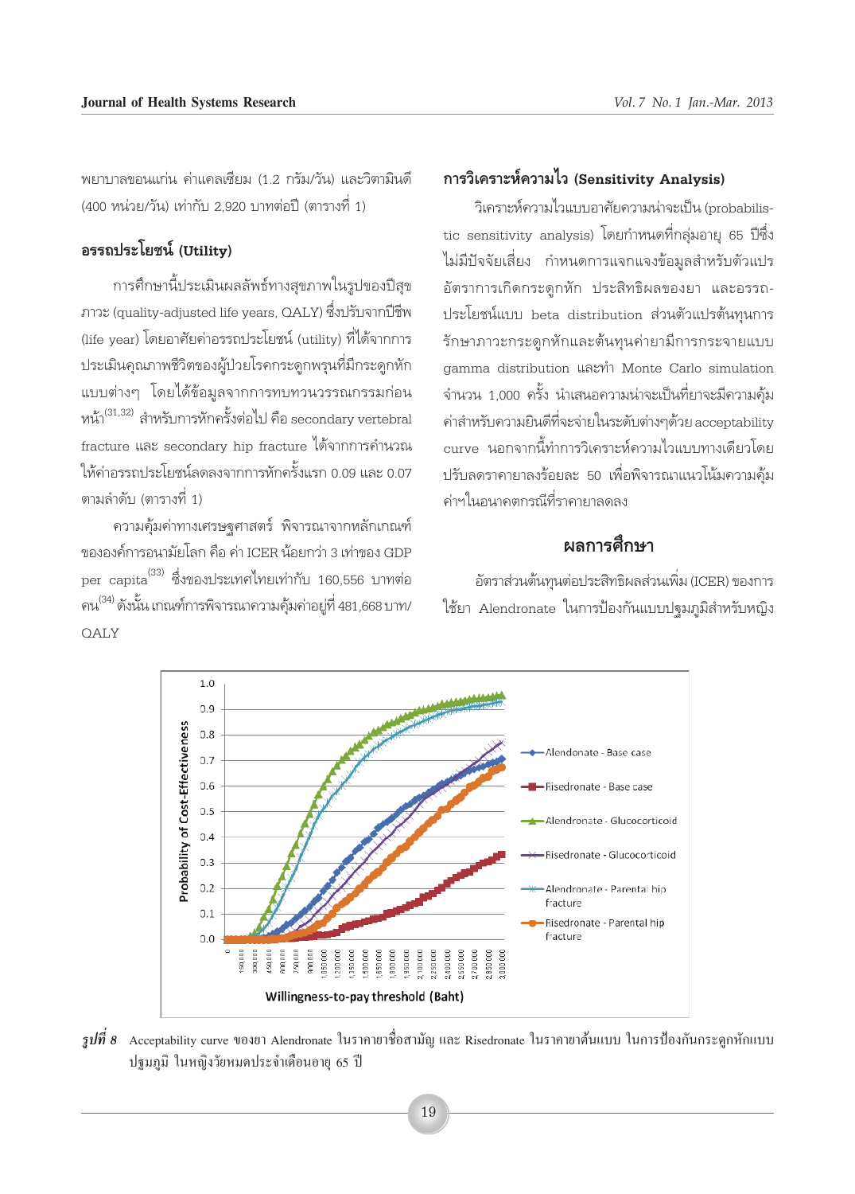พยาบาลขอนแก่น ค่าแคลเซียม (1.2 กรัม/วัน) และวิตามินดี (400 หน่วย/วัน) เท่ากับ 2,920 บาทต่อปี (ตารางที่ 1)

### อรรถประโยชน์ (Utility)

การศึกษานี้ประเมินผลลัพธ์ทางสุขภาพในรูปของปีสุขภาวะ (quality-adjusted life years, QALY) ซึ่งปรับจากปีชีพ (life year) โดยอาศัยค่าอรรถประโยชน์ (utility) ที่ได้จากการประเมินคุณภาพชีวิตของผู้ป่วยโรคกระดูกพรุนที่มีกระดูกหักแบบต่างๆ โดยได้ข้อมูลจากการทบทวนวรรณกรรมก่อนหน้า[31,32] สำหรับการหักครั้งต่อไป คือ secondary vertebral fracture และ secondary hip fracture ได้จากการคำนวณให้ค่าอรรถประโยชน์ลดลงจากการหักครั้งแรก 0.09 และ 0.07 ตามลำดับ (ตารางที่ 1)

ความคุ้มค่าทางเศรษฐศาสตร์ พิจารณาจากหลักเกณฑ์ขององค์การอนามัยโลก คือ ค่า ICER น้อยกว่า 3 เท่าของ GDP per capita[33] ซึ่งของประเทศไทยเท่ากับ 160,556 บาทต่อคน[34] ดังนั้น เกณฑ์การพิจารณาความคุ้มค่าอยู่ที่ 481,668 บาท/QALY

### การวิเคราะห์ความไว (Sensitivity Analysis)

วิเคราะห์ความไวแบบอาศัยความน่าจะเป็น (probabilistic sensitivity analysis) โดยกำหนดที่กลุ่มอายุ 65 ปีซึ่งไม่มีปัจจัยเสี่ยง กำหนดการแจกแจงข้อมูลสำหรับตัวแปรอัตราการเกิดกระดูกหัก ประสิทธิผลของยา และอรรถประโยชน์แบบ beta distribution ส่วนตัวแปรต้นทุนการรักษาภาวะกระดูกหักและต้นทุนค่ายามีการกระจายแบบ gamma distribution และทำ Monte Carlo simulation จำนวน 1,000 ครั้ง นำเสนอความน่าจะเป็นที่ยาจะมีความคุ้มค่าสำหรับความยินดีที่จะจ่ายในระดับต่างๆด้วย acceptability curve นอกจากนี้ทำการวิเคราะห์ความไวแบบทางเดียวโดยปรับลดราคายาลงร้อยละ 50 เพื่อพิจารณาแนวโน้มความคุ้มค่าฯในอนาคตกรณีที่ราคายาลดลง

## ผลการศึกษา

อัตราส่วนต้นทุนต่อประสิทธิผลส่วนเพิ่ม (ICER) ของการใช้ยา Alendronate ในการป้องกันแบบปฐมภูมิสำหรับหญิง

*รูปที่ 8* Acceptability curve ของยา Alendronate ในราคายาชื่อสามัญ และ Risedronate ในราคายาต้นแบบ ในการป้องกันกระดูกหักแบบปฐมภูมิ ในหญิงวัยหมดประจำเดือนอายุ 65 ปี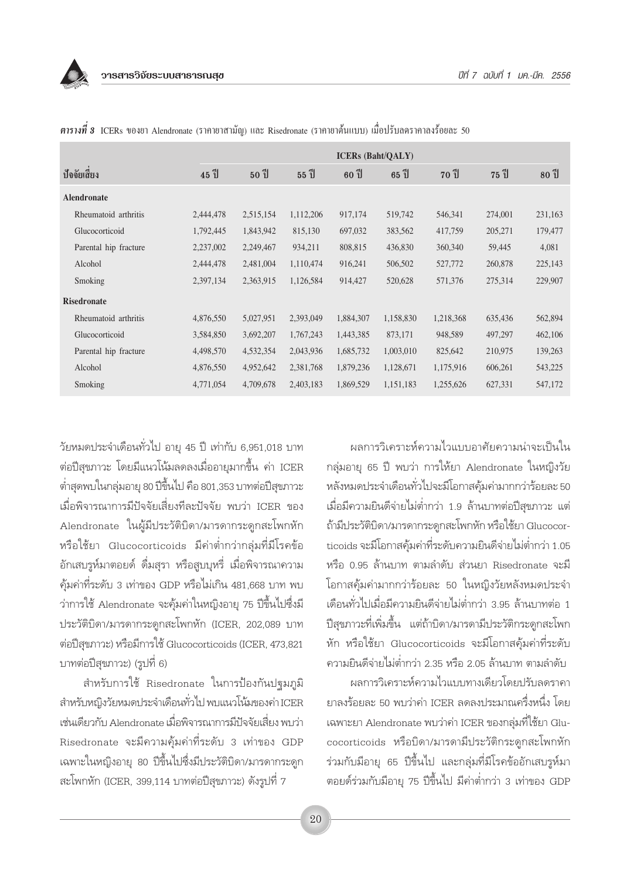***ตารางที่ 3*** ICERs ของยา Alendronate (ราคายาสามัญ) และ Risedronate (ราคายาต้นแบบ) เมื่อปรับลดราคาลงร้อยละ 50

| ปัจจัยเสี่ยง | ICERs (Baht/QALY) | | | | | | | |
|---|---|---|---|---|---|---|---|---|
| | 45 ปี | 50 ปี | 55 ปี | 60 ปี | 65 ปี | 70 ปี | 75 ปี | 80 ปี |
| **Alendronate** | | | | | | | | |
| Rheumatoid arthritis | 2,444,478 | 2,515,154 | 1,112,206 | 917,174 | 519,742 | 546,341 | 274,001 | 231,163 |
| Glucocorticoid | 1,792,445 | 1,843,942 | 815,130 | 697,032 | 383,562 | 417,759 | 205,271 | 179,477 |
| Parental hip fracture | 2,237,002 | 2,249,467 | 934,211 | 808,815 | 436,830 | 360,340 | 59,445 | 4,081 |
| Alcohol | 2,444,478 | 2,481,004 | 1,110,474 | 916,241 | 506,502 | 527,772 | 260,878 | 225,143 |
| Smoking | 2,397,134 | 2,363,915 | 1,126,584 | 914,427 | 520,628 | 571,376 | 275,314 | 229,907 |
| **Risedronate** | | | | | | | | |
| Rheumatoid arthritis | 4,876,550 | 5,027,951 | 2,393,049 | 1,884,307 | 1,158,830 | 1,218,368 | 635,436 | 562,894 |
| Glucocorticoid | 3,584,850 | 3,692,207 | 1,767,243 | 1,443,385 | 873,171 | 948,589 | 497,297 | 462,106 |
| Parental hip fracture | 4,498,570 | 4,532,354 | 2,043,936 | 1,685,732 | 1,003,010 | 825,642 | 210,975 | 139,263 |
| Alcohol | 4,876,550 | 4,952,642 | 2,381,768 | 1,879,236 | 1,128,671 | 1,175,916 | 606,261 | 543,225 |
| Smoking | 4,771,054 | 4,709,678 | 2,403,183 | 1,869,529 | 1,151,183 | 1,255,626 | 627,331 | 547,172 |

วัยหมดประจำเดือนทั่วไป อายุ 45 ปี เท่ากับ 6,951,018 บาทต่อปีสุขภาวะ โดยมีแนวโน้มลดลงเมื่ออายุมากขึ้น ค่า ICER ต่ำสุดพบในกลุ่มอายุ 80 ปีขึ้นไป คือ 801,353 บาทต่อปีสุขภาวะ เมื่อพิจารณาการมีปัจจัยเสี่ยงทีละปัจจัย พบว่า ICER ของ Alendronate ในผู้มีประวัติบิดา/มารดากระดูกสะโพกหัก หรือใช้ยา Glucocorticoids มีค่าต่ำกว่ากลุ่มที่มีโรคข้ออักเสบรูห์มาตอยด์ ดื่มสุรา หรือสูบบุหรี่ เมื่อพิจารณาความคุ้มค่าที่ระดับ 3 เท่าของ GDP หรือไม่เกิน 481,668 บาท พบว่าการใช้ Alendronate จะคุ้มค่าในหญิงอายุ 75 ปีขึ้นไปซึ่งมีประวัติบิดา/มารดากระดูกสะโพกหัก (ICER, 202,089 บาทต่อปีสุขภาวะ) หรือมีการใช้ Glucocorticoids (ICER, 473,821 บาทต่อปีสุขภาวะ) (รูปที่ 6)

สำหรับการใช้ Risedronate ในการป้องกันปฐมภูมิสำหรับหญิงวัยหมดประจำเดือนทั่วไป พบแนวโน้มของค่า ICER เช่นเดียวกับ Alendronate เมื่อพิจารณาการมีปัจจัยเสี่ยง พบว่า Risedronate จะมีความคุ้มค่าที่ระดับ 3 เท่าของ GDP เฉพาะในหญิงอายุ 80 ปีขึ้นไปซึ่งมีประวัติบิดา/มารดากระดูกสะโพกหัก (ICER, 399,114 บาทต่อปีสุขภาวะ) ดังรูปที่ 7

ผลการวิเคราะห์ความไวแบบอาศัยความน่าจะเป็นในกลุ่มอายุ 65 ปี พบว่า การให้ยา Alendronate ในหญิงวัยหลังหมดประจำเดือนทั่วไปจะมีโอกาสคุ้มค่ามากกว่าร้อยละ 50 เมื่อมีความยินดีจ่ายไม่ต่ำกว่า 1.9 ล้านบาทต่อปีสุขภาวะ แต่ถ้ามีประวัติบิดา/มารดากระดูกสะโพกหัก หรือใช้ยา Glucocorticoids จะมีโอกาสคุ้มค่าที่ระดับความยินดีจ่ายไม่ต่ำกว่า 1.05 หรือ 0.95 ล้านบาท ตามลำดับ ส่วนยา Risedronate จะมีโอกาสคุ้มค่ามากกว่าร้อยละ 50 ในหญิงวัยหลังหมดประจำเดือนทั่วไปเมื่อมีความยินดีจ่ายไม่ต่ำกว่า 3.95 ล้านบาทต่อ 1 ปีสุขภาวะที่เพิ่มขึ้น แต่ถ้าบิดา/มารดามีประวัติกระดูกสะโพกหัก หรือใช้ยา Glucocorticoids จะมีโอกาสคุ้มค่าที่ระดับความยินดีจ่ายไม่ต่ำกว่า 2.35 หรือ 2.05 ล้านบาท ตามลำดับ

ผลการวิเคราะห์ความไวแบบทางเดียวโดยปรับลดราคายาลงร้อยละ 50 พบว่าค่า ICER ลดลงประมาณครึ่งหนึ่ง โดยเฉพาะยา Alendronate พบว่าค่า ICER ของกลุ่มที่ใช้ยา Glucocorticoids หรือบิดา/มารดามีประวัติกระดูกสะโพกหักร่วมกับมีอายุ 65 ปีขึ้นไป และกลุ่มที่มีโรคข้ออักเสบรูห์มาตอยด์ร่วมกับมีอายุ 75 ปีขึ้นไป มีค่าต่ำกว่า 3 เท่าของ GDP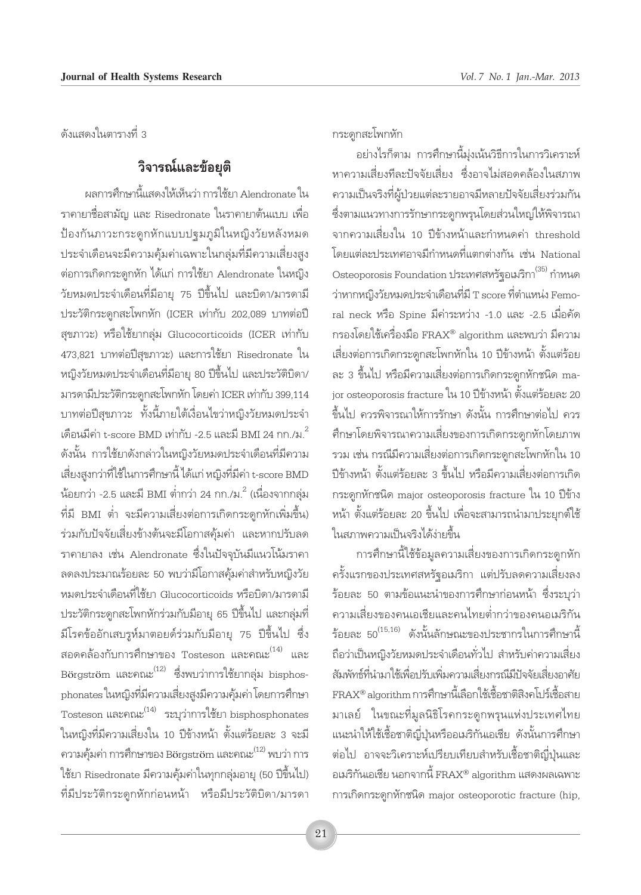ดังแสดงในตารางที่ 3

## วิจารณ์และข้อยุติ

ผลการศึกษานี้แสดงให้เห็นว่า การใช้ยา Alendronate ในราคายาชื่อสามัญ และ Risedronate ในราคายาต้นแบบ เพื่อป้องกันภาวะกระดูกหักแบบปฐมภูมิในหญิงวัยหลังหมดประจำเดือนจะมีความคุ้มค่าเฉพาะในกลุ่มที่มีความเสี่ยงสูงต่อการเกิดกระดูกหัก ได้แก่ การใช้ยา Alendronate ในหญิงวัยหมดประจำเดือนที่มีอายุ 75 ปีขึ้นไป และบิดา/มารดามีประวัติกระดูกสะโพกหัก (ICER เท่ากับ 202,089 บาทต่อปีสุขภาวะ) หรือใช้ยากลุ่ม Glucocorticoids (ICER เท่ากับ 473,821 บาทต่อปีสุขภาวะ) และการใช้ยา Risedronate ในหญิงวัยหมดประจำเดือนที่มีอายุ 80 ปีขึ้นไป และประวัติบิดา/มารดามีประวัติกระดูกสะโพกหัก โดยค่า ICER เท่ากับ 399,114 บาทต่อปีสุขภาวะ ทั้งนี้ภายใต้เงื่อนไขว่าหญิงวัยหมดประจำเดือนมีค่า t-score BMD เท่ากับ -2.5 และมี BMI 24 กก./ม.$^2$ ดังนั้น การใช้ยาดังกล่าวในหญิงวัยหมดประจำเดือนที่มีความเสี่ยงสูงกว่าที่ใช้ในการศึกษานี้ ได้แก่ หญิงที่มีค่า t-score BMD น้อยกว่า -2.5 และมี BMI ต่ำกว่า 24 กก./ม.$^2$ (เนื่องจากกลุ่มที่มี BMI ต่ำ จะมีความเสี่ยงต่อการเกิดกระดูกหักเพิ่มขึ้น) ร่วมกับปัจจัยเสี่ยงข้างต้นจะมีโอกาสคุ้มค่า และหากปรับลดราคายาลง เช่น Alendronate ซึ่งในปัจจุบันมีแนวโน้มราคาลดลงประมาณร้อยละ 50 พบว่ามีโอกาสคุ้มค่าสำหรับหญิงวัยหมดประจำเดือนที่ใช้ยา Glucocorticoids หรือบิดา/มารดามีประวัติกระดูกสะโพกหักร่วมกับมีอายุ 65 ปีขึ้นไป และกลุ่มที่มีโรคข้ออักเสบรูห์มาตอยด์ร่วมกับมีอายุ 75 ปีขึ้นไป ซึ่งสอดคล้องกับการศึกษาของ Tosteson และคณะ[14] และ Börgström และคณะ[12] ซึ่งพบว่าการใช้ยากลุ่ม bisphosphonates ในหญิงที่มีความเสี่ยงสูงมีความคุ้มค่า โดยการศึกษา Tosteson และคณะ[14] ระบุว่าการใช้ยา bisphosphonates ในหญิงที่มีความเสี่ยงใน 10 ปีข้างหน้า ตั้งแต่ร้อยละ 3 จะมีความคุ้มค่า การศึกษาของ Börgström และคณะ[12] พบว่า การใช้ยา Risedronate มีความคุ้มค่าในทุกกลุ่มอายุ (50 ปีขึ้นไป) ที่มีประวัติกระดูกหักก่อนหน้า หรือมีประวัติบิดา/มารดากระดูกสะโพกหัก

อย่างไรก็ตาม การศึกษานี้มุ่งเน้นวิธีการในการวิเคราะห์หาความเสี่ยงทีละปัจจัยเสี่ยง ซึ่งอาจไม่สอดคล้องในสภาพความเป็นจริงที่ผู้ป่วยแต่ละรายอาจมีหลายปัจจัยเสี่ยงร่วมกัน ซึ่งตามแนวทางการรักษากระดูกพรุนโดยส่วนใหญ่ให้พิจารณาจากความเสี่ยงใน 10 ปีข้างหน้าและกำหนดค่า threshold โดยแต่ละประเทศอาจมีกำหนดที่แตกต่างกัน เช่น National Osteoporosis Foundation ประเทศสหรัฐอเมริกา[35] กำหนดว่าหากหญิงวัยหมดประจำเดือนที่มี T score ที่ตำแหน่ง Femoral neck หรือ Spine มีค่าระหว่าง -1.0 และ -2.5 เมื่อคัดกรองโดยใช้เครื่องมือ FRAX® algorithm และพบว่า มีความเสี่ยงต่อการเกิดกระดูกสะโพกหักใน 10 ปีข้างหน้า ตั้งแต่ร้อยละ 3 ขึ้นไป หรือมีความเสี่ยงต่อการเกิดกระดูกหักชนิด major osteoporosis fracture ใน 10 ปีข้างหน้า ตั้งแต่ร้อยละ 20 ขึ้นไป ควรพิจารณาให้การรักษา ดังนั้น การศึกษาต่อไป ควรศึกษาโดยพิจารณาความเสี่ยงของการเกิดกระดูกหักโดยภาพรวม เช่น กรณีมีความเสี่ยงต่อการเกิดกระดูกสะโพกหักใน 10 ปีข้างหน้า ตั้งแต่ร้อยละ 3 ขึ้นไป หรือมีความเสี่ยงต่อการเกิดกระดูกหักชนิด major osteoporosis fracture ใน 10 ปีข้างหน้า ตั้งแต่ร้อยละ 20 ขึ้นไป เพื่อจะสามารถนำมาประยุกต์ใช้ในสภาพความเป็นจริงได้ง่ายขึ้น

การศึกษานี้ใช้ข้อมูลความเสี่ยงของการเกิดกระดูกหักครั้งแรกของประเทศสหรัฐอเมริกา แต่ปรับลดความเสี่ยงลงร้อยละ 50 ตามข้อแนะนำของการศึกษาก่อนหน้า ซึ่งระบุว่าความเสี่ยงของคนเอเชียและคนไทยต่ำกว่าของคนอเมริกันร้อยละ 50[15,16] ดังนั้นลักษณะของประชากรในการศึกษานี้ถือว่าเป็นหญิงวัยหมดประจำเดือนทั่วไป สำหรับค่าความเสี่ยงสัมพัทธ์ที่นำมาใช้เพื่อปรับเพิ่มความเสี่ยงกรณีมีปัจจัยเสี่ยงอาศัย FRAX® algorithm การศึกษานี้เลือกใช้เชื้อชาติสิงคโปร์เชื้อสายมาเลย์ ในขณะที่มูลนิธิโรคกระดูกพรุนแห่งประเทศไทยแนะนำให้ใช้เชื้อชาติญี่ปุ่นหรืออเมริกันเอเชีย ดังนั้นการศึกษาต่อไป อาจจะวิเคราะห์เปรียบเทียบสำหรับเชื้อชาติญี่ปุ่นและอเมริกันเอเชีย นอกจากนี้ FRAX® algorithm แสดงผลเฉพาะการเกิดกระดูกหักชนิด major osteoporotic fracture (hip,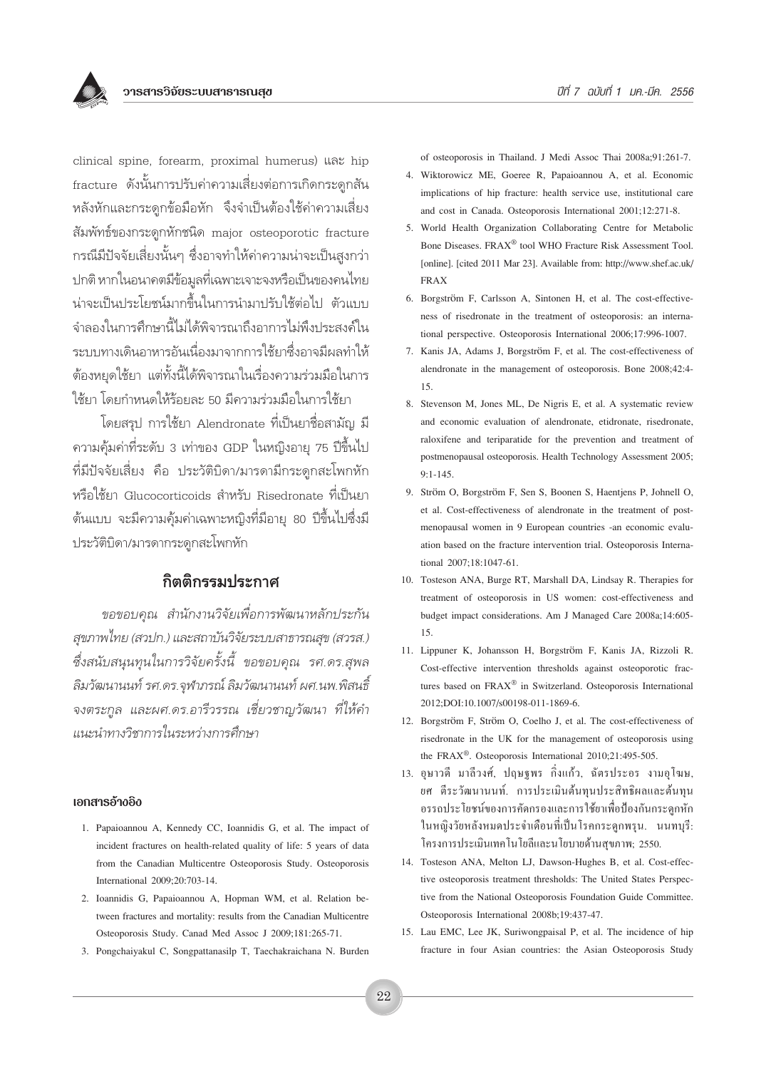clinical spine, forearm, proximal humerus) และ hip fracture ดังนั้นการปรับค่าความเสี่ยงต่อการเกิดกระดูกสันหลังหักและกระดูกข้อมือหัก จึงจำเป็นต้องใช้ค่าความเสี่ยงสัมพัทธ์ของกระดูกหักชนิด major osteoporotic fracture กรณีมีปัจจัยเสี่ยงนั้นๆ ซึ่งอาจทำให้ค่าความน่าจะเป็นสูงกว่าปกติ หากในอนาคตมีข้อมูลที่เฉพาะเจาะจงหรือเป็นของคนไทยน่าจะเป็นประโยชน์มากขึ้นในการนำมาปรับใช้ต่อไป ตัวแบบจำลองในการศึกษานี้ไม่ได้พิจารณาถึงอาการไม่พึงประสงค์ในระบบทางเดินอาหารอันเนื่องมาจากการใช้ยาซึ่งอาจมีผลทำให้ต้องหยุดใช้ยา แต่ทั้งนี้ได้พิจารณาในเรื่องความร่วมมือในการใช้ยา โดยกำหนดให้ร้อยละ 50 มีความร่วมมือในการใช้ยา

โดยสรุป การใช้ยา Alendronate ที่เป็นยาชื่อสามัญ มีความคุ้มค่าที่ระดับ 3 เท่าของ GDP ในหญิงอายุ 75 ปีขึ้นไปที่มีปัจจัยเสี่ยง คือ ประวัติบิดา/มารดามีกระดูกสะโพกหัก หรือใช้ยา Glucocorticoids สำหรับ Risedronate ที่เป็นยาต้นแบบ จะมีความคุ้มค่าเฉพาะหญิงที่มีอายุ 80 ปีขึ้นไปซึ่งมีประวัติบิดา/มารดากระดูกสะโพกหัก

## กิตติกรรมประกาศ

*ขอขอบคุณ สำนักงานวิจัยเพื่อการพัฒนาหลักประกันสุขภาพไทย (สวปก.) และสถาบันวิจัยระบบสาธารณสุข (สวรส.) ซึ่งสนับสนุนทุนในการวิจัยครั้งนี้ ขอขอบคุณ รศ.ดร.สุพล ลิมวัฒนานนท์ รศ.ดร.จุฬาภรณ์ ลิมวัฒนานนท์ ผศ.นพ.พิสนธิ์ จงตระกูล และผศ.ดร.อารีวรรณ เชี่ยวชาญวัฒนา ที่ให้คำแนะนำทางวิชาการในระหว่างการศึกษา*

#### เอกสารอ้างอิง

1. Papaioannou A, Kennedy CC, Ioannidis G, et al. The impact of incident fractures on health-related quality of life: 5 years of data from the Canadian Multicentre Osteoporosis Study. Osteoporosis International 2009;20:703-14.
2. Ioannidis G, Papaioannou A, Hopman WM, et al. Relation between fractures and mortality: results from the Canadian Multicentre Osteoporosis Study. Canad Med Assoc J 2009;181:265-71.
3. Pongchaiyakul C, Songpattanasilp T, Taechakraichana N. Burden of osteoporosis in Thailand. J Medi Assoc Thai 2008a;91:261-7.
4. Wiktorowicz ME, Goeree R, Papaioannou A, et al. Economic implications of hip fracture: health service use, institutional care and cost in Canada. Osteoporosis International 2001;12:271-8.
5. World Health Organization Collaborating Centre for Metabolic Bone Diseases. FRAX® tool WHO Fracture Risk Assessment Tool. [online]. [cited 2011 Mar 23]. Available from: http://www.shef.ac.uk/FRAX
6. Borgström F, Carlsson A, Sintonen H, et al. The cost-effectiveness of risedronate in the treatment of osteoporosis: an international perspective. Osteoporosis International 2006;17:996-1007.
7. Kanis JA, Adams J, Borgström F, et al. The cost-effectiveness of alendronate in the management of osteoporosis. Bone 2008;42:4-15.
8. Stevenson M, Jones ML, De Nigris E, et al. A systematic review and economic evaluation of alendronate, etidronate, risedronate, raloxifene and teriparatide for the prevention and treatment of postmenopausal osteoporosis. Health Technology Assessment 2005; 9:1-145.
9. Ström O, Borgström F, Sen S, Boonen S, Haentjens P, Johnell O, et al. Cost-effectiveness of alendronate in the treatment of postmenopausal women in 9 European countries -an economic evaluation based on the fracture intervention trial. Osteoporosis International 2007;18:1047-61.
10. Tosteson ANA, Burge RT, Marshall DA, Lindsay R. Therapies for treatment of osteoporosis in US women: cost-effectiveness and budget impact considerations. Am J Managed Care 2008a;14:605-15.
11. Lippuner K, Johansson H, Borgström F, Kanis JA, Rizzoli R. Cost-effective intervention thresholds against osteoporotic fractures based on FRAX® in Switzerland. Osteoporosis International 2012;DOI:10.1007/s00198-011-1869-6.
12. Borgström F, Ström O, Coelho J, et al. The cost-effectiveness of risedronate in the UK for the management of osteoporosis using the FRAX®. Osteoporosis International 2010;21:495-505.
13. อุษาวดี มาลีวงศ์, ปฤษฐพร กิ่งแก้ว, ฉัตรประอร งามอุโฆษ, ยศ ตีระวัฒนานนท์. การประเมินต้นทุนประสิทธิผลและต้นทุนอรรถประโยชน์ของการคัดกรองและการใช้ยาเพื่อป้องกันกระดูกหักในหญิงวัยหลังหมดประจำเดือนที่เป็นโรคกระดูกพรุน. นนทบุรี: โครงการประเมินเทคโนโลยีและนโยบายด้านสุขภาพ; 2550.
14. Tosteson ANA, Melton LJ, Dawson-Hughes B, et al. Cost-effective osteoporosis treatment thresholds: The United States Perspective from the National Osteoporosis Foundation Guide Committee. Osteoporosis International 2008b;19:437-47.
15. Lau EMC, Lee JK, Suriwongpaisal P, et al. The incidence of hip fracture in four Asian countries: the Asian Osteoporosis Study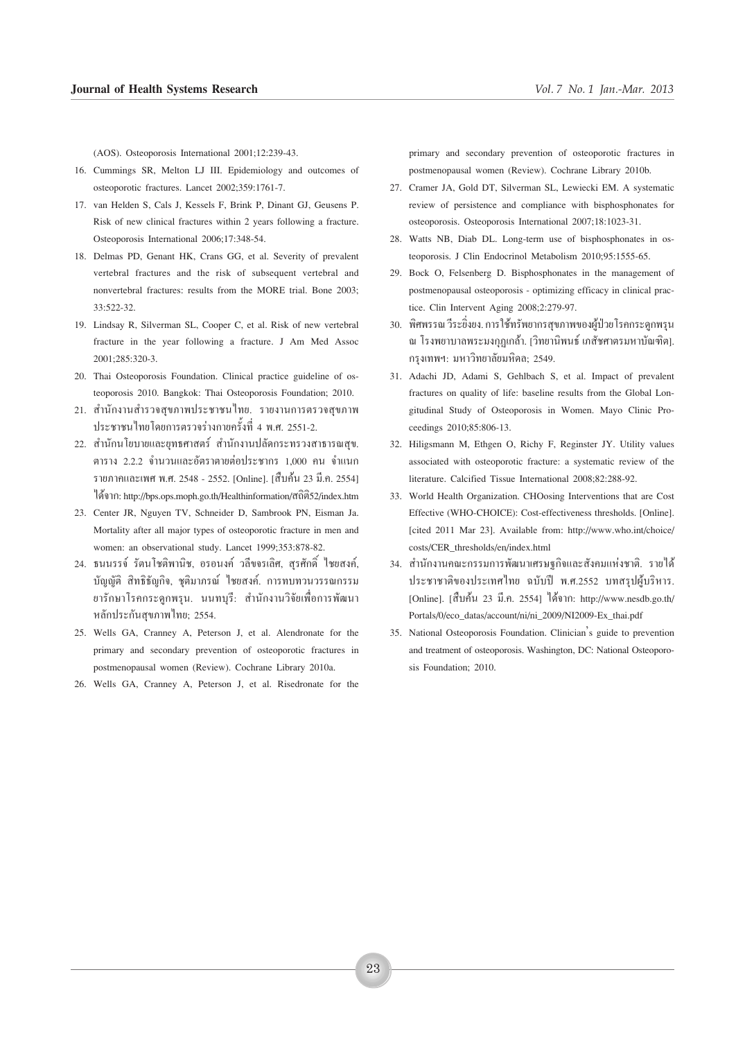(AOS). Osteoporosis International 2001;12:239-43.

16. Cummings SR, Melton LJ III. Epidemiology and outcomes of osteoporotic fractures. Lancet 2002;359:1761-7.
17. van Helden S, Cals J, Kessels F, Brink P, Dinant GJ, Geusens P. Risk of new clinical fractures within 2 years following a fracture. Osteoporosis International 2006;17:348-54.
18. Delmas PD, Genant HK, Crans GG, et al. Severity of prevalent vertebral fractures and the risk of subsequent vertebral and nonvertebral fractures: results from the MORE trial. Bone 2003; 33:522-32.
19. Lindsay R, Silverman SL, Cooper C, et al. Risk of new vertebral fracture in the year following a fracture. J Am Med Assoc 2001;285:320-3.
20. Thai Osteoporosis Foundation. Clinical practice guideline of osteoporosis 2010. Bangkok: Thai Osteoporosis Foundation; 2010.
21. สำนักงานสำรวจสุขภาพประชาชนไทย. รายงานการตรวจสุขภาพประชาชนไทยโดยการตรวจร่างกายครั้งที่ 4 พ.ศ. 2551-2.
22. สำนักนโยบายและยุทธศาสตร์ สำนักงานปลัดกระทรวงสาธารณสุข. ตาราง 2.2.2 จำนวนและอัตราตายต่อประชากร 1,000 คน จำแนกรายภาคและเพศ พ.ศ. 2548 - 2552. [Online]. [สืบค้น 23 มี.ค. 2554] ได้จาก: http://bps.ops.moph.go.th/Healthinformation/สถิติ52/index.htm
23. Center JR, Nguyen TV, Schneider D, Sambrook PN, Eisman Ja. Mortality after all major types of osteoporotic fracture in men and women: an observational study. Lancet 1999;353:878-82.
24. ธนนรรจ์ รัตนโชติพานิช, อรอนงค์ วลีขจรเลิศ, สุรศักดิ์ ไชยสงค์, บัญญัติ สิทธิธัญกิจ, ชุติมาภรณ์ ไชยสงค์. การทบทวนวรรณกรรมยารักษาโรคกระดูกพรุน. นนทบุรี: สำนักงานวิจัยเพื่อการพัฒนาหลักประกันสุขภาพไทย; 2554.
25. Wells GA, Cranney A, Peterson J, et al. Alendronate for the primary and secondary prevention of osteoporotic fractures in postmenopausal women (Review). Cochrane Library 2010a.
26. Wells GA, Cranney A, Peterson J, et al. Risedronate for the primary and secondary prevention of osteoporotic fractures in postmenopausal women (Review). Cochrane Library 2010b.
27. Cramer JA, Gold DT, Silverman SL, Lewiecki EM. A systematic review of persistence and compliance with bisphosphonates for osteoporosis. Osteoporosis International 2007;18:1023-31.
28. Watts NB, Diab DL. Long-term use of bisphosphonates in osteoporosis. J Clin Endocrinol Metabolism 2010;95:1555-65.
29. Bock O, Felsenberg D. Bisphosphonates in the management of postmenopausal osteoporosis - optimizing efficacy in clinical practice. Clin Intervent Aging 2008;2:279-97.
30. พิศพรรณ วีระยิ่งยง. การใช้ทรัพยากรสุขภาพของผู้ป่วยโรคกระดูกพรุน ณ โรงพยาบาลพระมงกุฎเกล้า. [วิทยานิพนธ์ เภสัชศาสตรมหาบัณฑิต]. กรุงเทพฯ: มหาวิทยาลัยมหิดล; 2549.
31. Adachi JD, Adami S, Gehlbach S, et al. Impact of prevalent fractures on quality of life: baseline results from the Global Longitudinal Study of Osteoporosis in Women. Mayo Clinic Proceedings 2010;85:806-13.
32. Hiligsmann M, Ethgen O, Richy F, Reginster JY. Utility values associated with osteoporotic fracture: a systematic review of the literature. Calcified Tissue International 2008;82:288-92.
33. World Health Organization. CHOosing Interventions that are Cost Effective (WHO-CHOICE): Cost-effectiveness thresholds. [Online]. [cited 2011 Mar 23]. Available from: http://www.who.int/choice/costs/CER_thresholds/en/index.html
34. สำนักงานคณะกรรมการพัฒนาเศรษฐกิจและสังคมแห่งชาติ. รายได้ประชาชาติของประเทศไทย ฉบับปี พ.ศ.2552 บทสรุปผู้บริหาร. [Online]. [สืบค้น 23 มี.ค. 2554] ได้จาก: http://www.nesdb.go.th/Portals/0/eco_datas/account/ni/ni_2009/NI2009-Ex_thai.pdf
35. National Osteoporosis Foundation. Clinician's guide to prevention and treatment of osteoporosis. Washington, DC: National Osteoporosis Foundation; 2010.